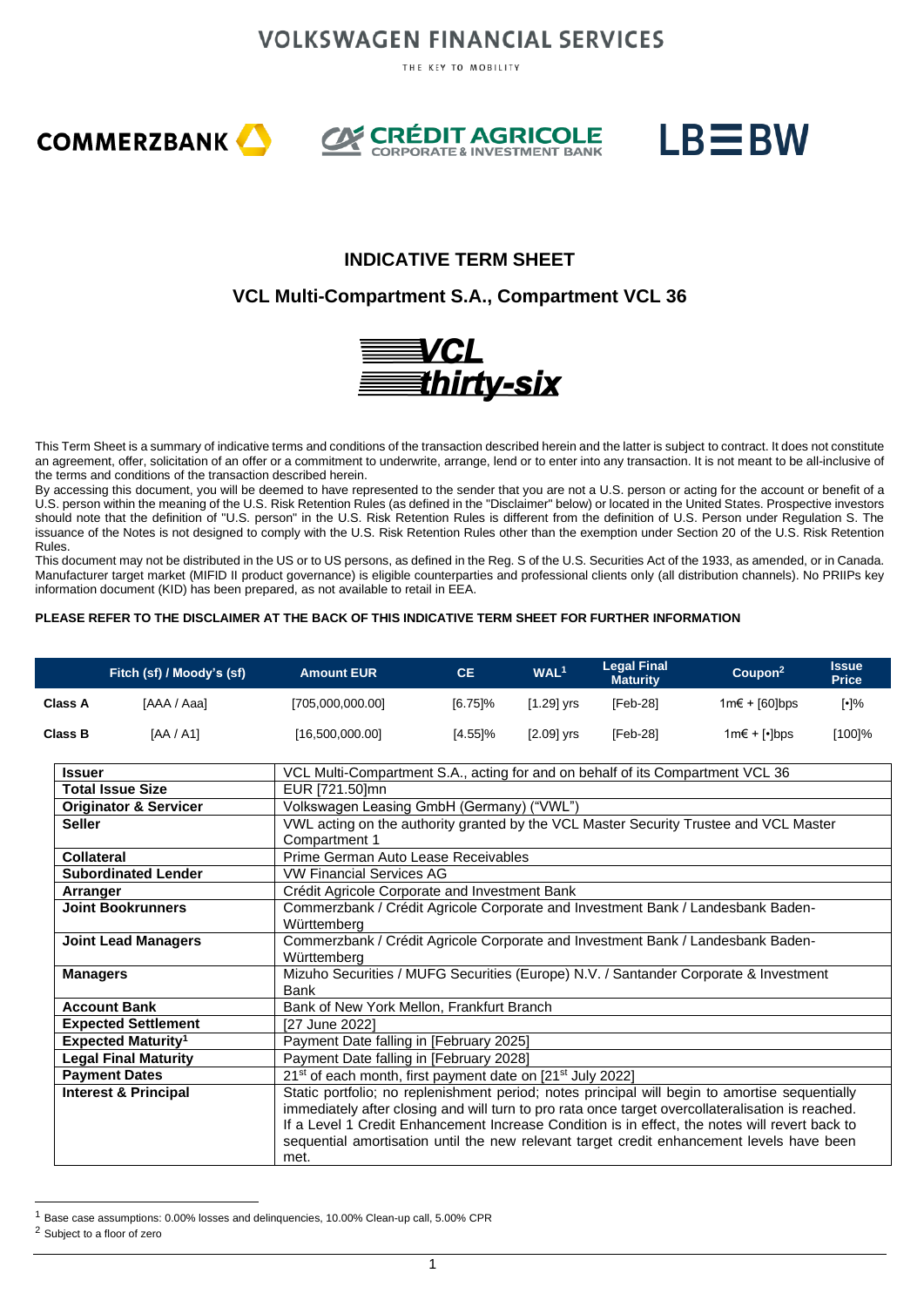VOLKSWAGEN FINANCIAL SERVICES

THE KEY TO MOBILITY

COMMERZBANK CRÉDIT AGRICOLE CORPORATE & INVESTMENT BANK LBBW

# INDICATIVE TERM SHEET

## VCL Multi-Compartment S.A., Compartment VCL 36

VCL thirty-six

This Term Sheet is a summary of indicative terms and conditions of the transaction described herein and the latter is subject to contract. It does not constitute an agreement, offer, solicitation of an offer or a commitment to underwrite, arrange, lend or to enter into any transaction. It is not meant to be all-inclusive of the terms and conditions of the transaction described herein.

By accessing this document, you will be deemed to have represented to the sender that you are not a U.S. person or acting for the account or benefit of a U.S. person within the meaning of the U.S. Risk Retention Rules (as defined in the "Disclaimer" below) or located in the United States. Prospective investors should note that the definition of "U.S. person" in the U.S. Risk Retention Rules is different from the definition of U.S. Person under Regulation S. The issuance of the Notes is not designed to comply with the U.S. Risk Retention Rules other than the exemption under Section 20 of the U.S. Risk Retention Rules.

This document may not be distributed in the US or to US persons, as defined in the Reg. S of the U.S. Securities Act of the 1933, as amended, or in Canada. Manufacturer target market (MIFID II product governance) is eligible counterparties and professional clients only (all distribution channels). No PRIIPs key information document (KID) has been prepared, as not available to retail in EEA.

**PLEASE REFER TO THE DISCLAIMER AT THE BACK OF THIS INDICATIVE TERM SHEET FOR FURTHER INFORMATION**

| | Fitch (sf) / Moody's (sf) | Amount EUR | CE | WAL[1] | Legal Final Maturity | Coupon[2] | Issue Price |
|---|---|---|---|---|---|---|---|
| **Class A** | [AAA / Aaa] | [705,000,000.00] | [6.75]% | [1.29] yrs | [Feb-28] | 1m€ + [60]bps | [•]% |
| **Class B** | [AA / A1] | [16,500,000.00] | [4.55]% | [2.09] yrs | [Feb-28] | 1m€ + [•]bps | [100]% |

| | |
|---|---|
| **Issuer** | VCL Multi-Compartment S.A., acting for and on behalf of its Compartment VCL 36 |
| **Total Issue Size** | EUR [721.50]mn |
| **Originator & Servicer** | Volkswagen Leasing GmbH (Germany) ("VWL") |
| **Seller** | VWL acting on the authority granted by the VCL Master Security Trustee and VCL Master Compartment 1 |
| **Collateral** | Prime German Auto Lease Receivables |
| **Subordinated Lender** | VW Financial Services AG |
| **Arranger** | Crédit Agricole Corporate and Investment Bank |
| **Joint Bookrunners** | Commerzbank / Crédit Agricole Corporate and Investment Bank / Landesbank Baden-Württemberg |
| **Joint Lead Managers** | Commerzbank / Crédit Agricole Corporate and Investment Bank / Landesbank Baden-Württemberg |
| **Managers** | Mizuho Securities / MUFG Securities (Europe) N.V. / Santander Corporate & Investment Bank |
| **Account Bank** | Bank of New York Mellon, Frankfurt Branch |
| **Expected Settlement** | [27 June 2022] |
| **Expected Maturity[1]** | Payment Date falling in [February 2025] |
| **Legal Final Maturity** | Payment Date falling in [February 2028] |
| **Payment Dates** | 21st of each month, first payment date on [21st July 2022] |
| **Interest & Principal** | Static portfolio; no replenishment period; notes principal will begin to amortise sequentially immediately after closing and will turn to pro rata once target overcollateralisation is reached. If a Level 1 Credit Enhancement Increase Condition is in effect, the notes will revert back to sequential amortisation until the new relevant target credit enhancement levels have been met. |

[1] Base case assumptions: 0.00% losses and delinquencies, 10.00% Clean-up call, 5.00% CPR

[2] Subject to a floor of zero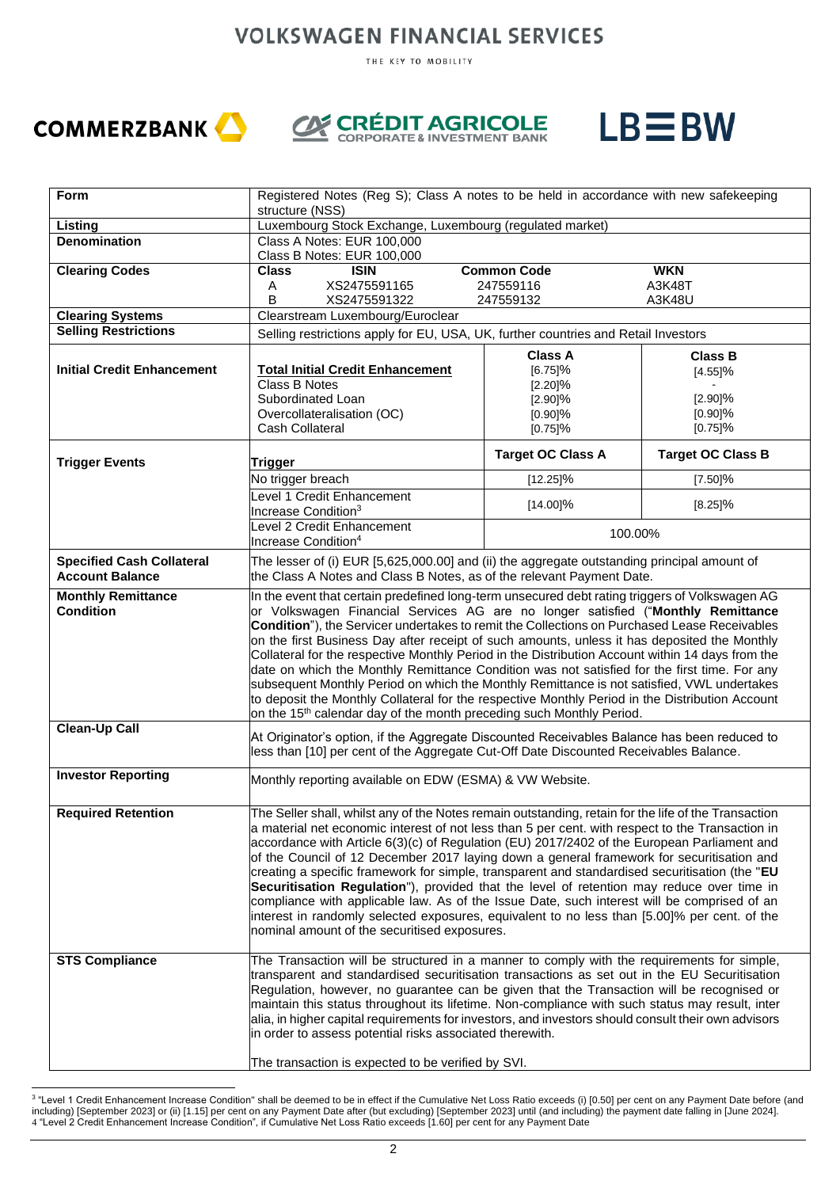VOLKSWAGEN FINANCIAL SERVICES

THE KEY TO MOBILITY

COMMERZBANK | CRÉDIT AGRICOLE CORPORATE & INVESTMENT BANK | LBBW

| | | | |
|---|---|---|---|
| **Form** | Registered Notes (Reg S); Class A notes to be held in accordance with new safekeeping structure (NSS) | | |
| **Listing** | Luxembourg Stock Exchange, Luxembourg (regulated market) | | |
| **Denomination** | Class A Notes: EUR 100,000<br>Class B Notes: EUR 100,000 | | |
| **Clearing Codes** | **Class** **ISIN**<br>A XS2475591165<br>B XS2475591322 | **Common Code**<br>247559116<br>247559132 | **WKN**<br>A3K48T<br>A3K48U |
| **Clearing Systems** | Clearstream Luxembourg/Euroclear | | |
| **Selling Restrictions** | Selling restrictions apply for EU, USA, UK, further countries and Retail Investors | | |
| **Initial Credit Enhancement** | | **Class A** | **Class B** |
| | **Total Initial Credit Enhancement** | [6.75]% | [4.55]% |
| | Class B Notes | [2.20]% | - |
| | Subordinated Loan | [2.90]% | [2.90]% |
| | Overcollateralisation (OC) | [0.90]% | [0.90]% |
| | Cash Collateral | [0.75]% | [0.75]% |
| **Trigger Events** | **Trigger** | **Target OC Class A** | **Target OC Class B** |
| | No trigger breach | [12.25]% | [7.50]% |
| | Level 1 Credit Enhancement Increase Condition[3] | [14.00]% | [8.25]% |
| | Level 2 Credit Enhancement Increase Condition[4] | 100.00% | |
| **Specified Cash Collateral Account Balance** | The lesser of (i) EUR [5,625,000.00] and (ii) the aggregate outstanding principal amount of the Class A Notes and Class B Notes, as of the relevant Payment Date. | | |
| **Monthly Remittance Condition** | In the event that certain predefined long-term unsecured debt rating triggers of Volkswagen AG or Volkswagen Financial Services AG are no longer satisfied ("**Monthly Remittance Condition**"), the Servicer undertakes to remit the Collections on Purchased Lease Receivables on the first Business Day after receipt of such amounts, unless it has deposited the Monthly Collateral for the respective Monthly Period in the Distribution Account within 14 days from the date on which the Monthly Remittance Condition was not satisfied for the first time. For any subsequent Monthly Period on which the Monthly Remittance is not satisfied, VWL undertakes to deposit the Monthly Collateral for the respective Monthly Period in the Distribution Account on the 15th calendar day of the month preceding such Monthly Period. | | |
| **Clean-Up Call** | At Originator's option, if the Aggregate Discounted Receivables Balance has been reduced to less than [10] per cent of the Aggregate Cut-Off Date Discounted Receivables Balance. | | |
| **Investor Reporting** | Monthly reporting available on EDW (ESMA) & VW Website. | | |
| **Required Retention** | The Seller shall, whilst any of the Notes remain outstanding, retain for the life of the Transaction a material net economic interest of not less than 5 per cent. with respect to the Transaction in accordance with Article 6(3)(c) of Regulation (EU) 2017/2402 of the European Parliament and of the Council of 12 December 2017 laying down a general framework for securitisation and creating a specific framework for simple, transparent and standardised securitisation (the "**EU Securitisation Regulation**"), provided that the level of retention may reduce over time in compliance with applicable law. As of the Issue Date, such interest will be comprised of an interest in randomly selected exposures, equivalent to no less than [5.00]% per cent. of the nominal amount of the securitised exposures. | | |
| **STS Compliance** | The Transaction will be structured in a manner to comply with the requirements for simple, transparent and standardised securitisation transactions as set out in the EU Securitisation Regulation, however, no guarantee can be given that the Transaction will be recognised or maintain this status throughout its lifetime. Non-compliance with such status may result, inter alia, in higher capital requirements for investors, and investors should consult their own advisors in order to assess potential risks associated therewith.<br><br>The transaction is expected to be verified by SVI. | | |

[3] "Level 1 Credit Enhancement Increase Condition" shall be deemed to be in effect if the Cumulative Net Loss Ratio exceeds (i) [0.50] per cent on any Payment Date before (and including) [September 2023] or (ii) [1.15] per cent on any Payment Date after (but excluding) [September 2023] until (and including) the payment date falling in [June 2024].

[4] "Level 2 Credit Enhancement Increase Condition", if Cumulative Net Loss Ratio exceeds [1.60] per cent for any Payment Date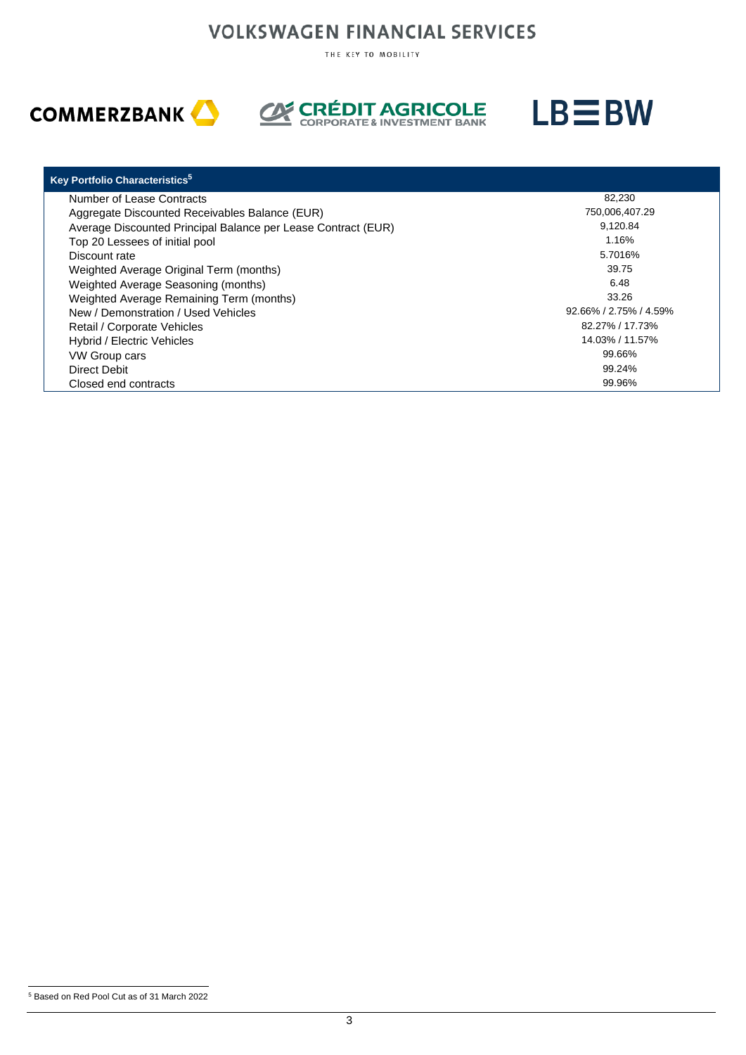| Key Portfolio Characteristics[5] | |
|---|---|
| Number of Lease Contracts | 82,230 |
| Aggregate Discounted Receivables Balance (EUR) | 750,006,407.29 |
| Average Discounted Principal Balance per Lease Contract (EUR) | 9,120.84 |
| Top 20 Lessees of initial pool | 1.16% |
| Discount rate | 5.7016% |
| Weighted Average Original Term (months) | 39.75 |
| Weighted Average Seasoning (months) | 6.48 |
| Weighted Average Remaining Term (months) | 33.26 |
| New / Demonstration / Used Vehicles | 92.66% / 2.75% / 4.59% |
| Retail / Corporate Vehicles | 82.27% / 17.73% |
| Hybrid / Electric Vehicles | 14.03% / 11.57% |
| VW Group cars | 99.66% |
| Direct Debit | 99.24% |
| Closed end contracts | 99.96% |

[5] Based on Red Pool Cut as of 31 March 2022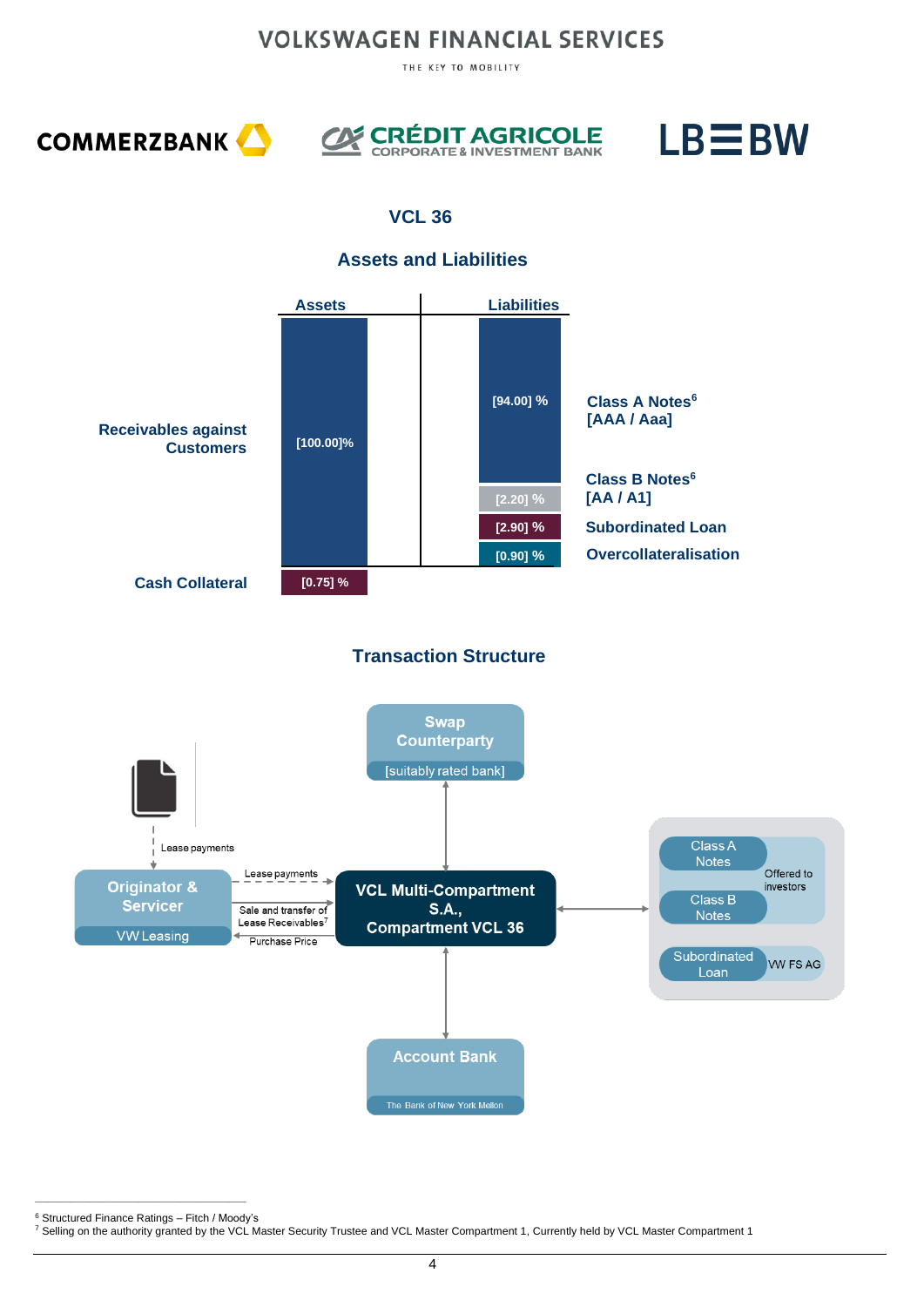VOLKSWAGEN FINANCIAL SERVICES

THE KEY TO MOBILITY

COMMERZBANK | CRÉDIT AGRICOLE CORPORATE & INVESTMENT BANK | LBBW

## VCL 36

### Assets and Liabilities

| Assets | | Liabilities | |
|---|---|---|---|
| Receivables against Customers | [100.00]% | [94.00] % | Class A Notes[6] [AAA / Aaa] |
| | | [2.20] % | Class B Notes[6] [AA / A1] |
| | | [2.90] % | Subordinated Loan |
| | | [0.90] % | Overcollateralisation |
| Cash Collateral | [0.75] % | | |

### Transaction Structure

- Lease payments (to Originator & Servicer)
- Originator & Servicer: VW Leasing
  - Lease payments → VCL Multi-Compartment S.A., Compartment VCL 36
  - Sale and transfer of Lease Receivables[7] → VCL Multi-Compartment S.A., Compartment VCL 36
  - Purchase Price ← VCL Multi-Compartment S.A., Compartment VCL 36
- Swap Counterparty: [suitably rated bank] ↔ VCL Multi-Compartment S.A., Compartment VCL 36
- Account Bank: The Bank of New York Mellon ↔ VCL Multi-Compartment S.A., Compartment VCL 36
- VCL Multi-Compartment S.A., Compartment VCL 36 ↔
  - Class A Notes, Class B Notes: Offered to investors
  - Subordinated Loan: VW FS AG

---

[6] Structured Finance Ratings – Fitch / Moody's

[7] Selling on the authority granted by the VCL Master Security Trustee and VCL Master Compartment 1, Currently held by VCL Master Compartment 1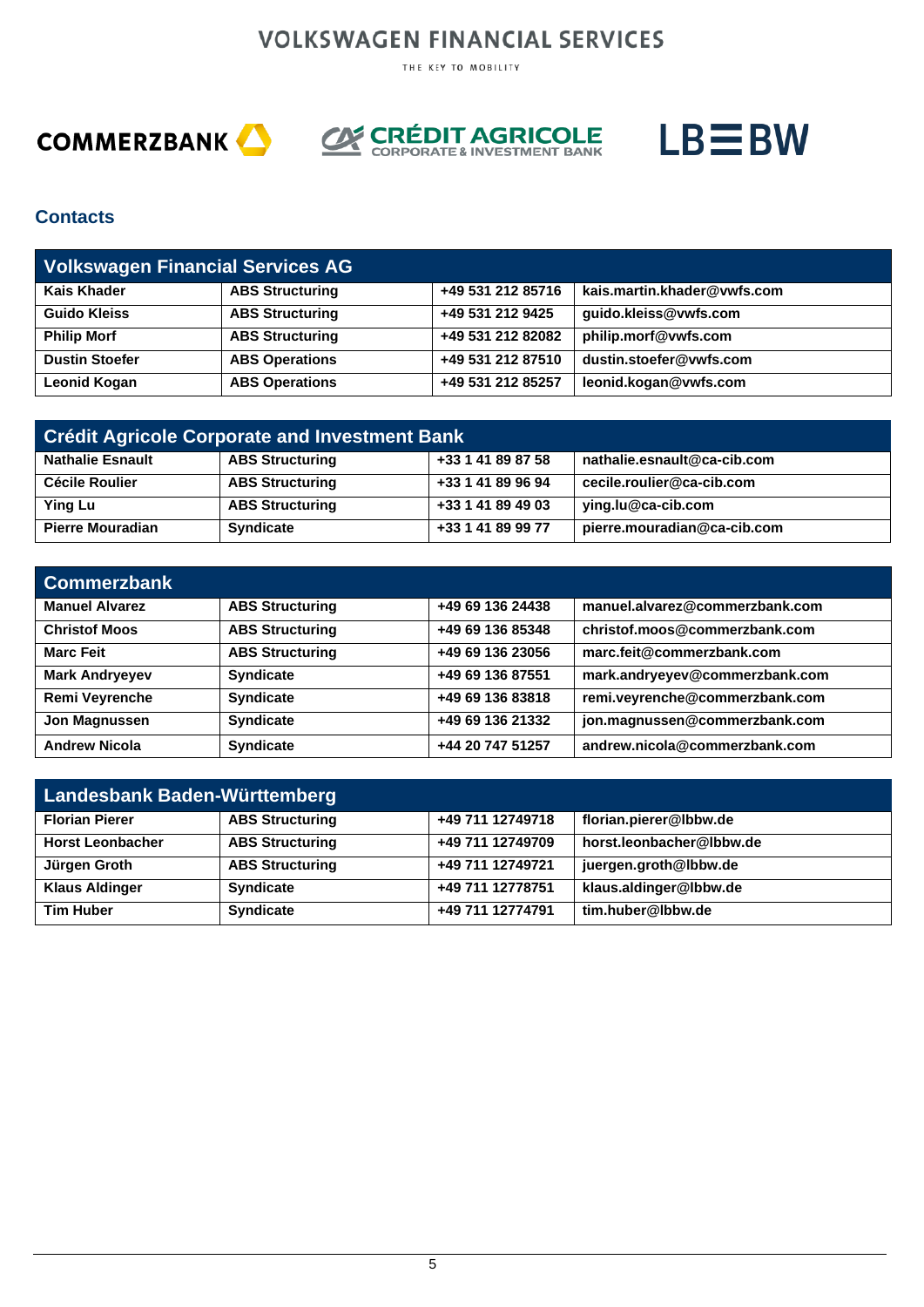VOLKSWAGEN FINANCIAL SERVICES

THE KEY TO MOBILITY

COMMERZBANK CRÉDIT AGRICOLE CORPORATE & INVESTMENT BANK LBBW

## Contacts

| Volkswagen Financial Services AG | | | |
|---|---|---|---|
| **Kais Khader** | **ABS Structuring** | **+49 531 212 85716** | **kais.martin.khader@vwfs.com** |
| **Guido Kleiss** | **ABS Structuring** | **+49 531 212 9425** | **guido.kleiss@vwfs.com** |
| **Philip Morf** | **ABS Structuring** | **+49 531 212 82082** | **philip.morf@vwfs.com** |
| **Dustin Stoefer** | **ABS Operations** | **+49 531 212 87510** | **dustin.stoefer@vwfs.com** |
| **Leonid Kogan** | **ABS Operations** | **+49 531 212 85257** | **leonid.kogan@vwfs.com** |

| Crédit Agricole Corporate and Investment Bank | | | |
|---|---|---|---|
| **Nathalie Esnault** | **ABS Structuring** | **+33 1 41 89 87 58** | **nathalie.esnault@ca-cib.com** |
| **Cécile Roulier** | **ABS Structuring** | **+33 1 41 89 96 94** | **cecile.roulier@ca-cib.com** |
| **Ying Lu** | **ABS Structuring** | **+33 1 41 89 49 03** | **ying.lu@ca-cib.com** |
| **Pierre Mouradian** | **Syndicate** | **+33 1 41 89 99 77** | **pierre.mouradian@ca-cib.com** |

| Commerzbank | | | |
|---|---|---|---|
| **Manuel Alvarez** | **ABS Structuring** | **+49 69 136 24438** | **manuel.alvarez@commerzbank.com** |
| **Christof Moos** | **ABS Structuring** | **+49 69 136 85348** | **christof.moos@commerzbank.com** |
| **Marc Feit** | **ABS Structuring** | **+49 69 136 23056** | **marc.feit@commerzbank.com** |
| **Mark Andryeyev** | **Syndicate** | **+49 69 136 87551** | **mark.andryeyev@commerzbank.com** |
| **Remi Veyrenche** | **Syndicate** | **+49 69 136 83818** | **remi.veyrenche@commerzbank.com** |
| **Jon Magnussen** | **Syndicate** | **+49 69 136 21332** | **jon.magnussen@commerzbank.com** |
| **Andrew Nicola** | **Syndicate** | **+44 20 747 51257** | **andrew.nicola@commerzbank.com** |

| Landesbank Baden-Württemberg | | | |
|---|---|---|---|
| **Florian Pierer** | **ABS Structuring** | **+49 711 12749718** | **florian.pierer@lbbw.de** |
| **Horst Leonbacher** | **ABS Structuring** | **+49 711 12749709** | **horst.leonbacher@lbbw.de** |
| **Jürgen Groth** | **ABS Structuring** | **+49 711 12749721** | **juergen.groth@lbbw.de** |
| **Klaus Aldinger** | **Syndicate** | **+49 711 12778751** | **klaus.aldinger@lbbw.de** |
| **Tim Huber** | **Syndicate** | **+49 711 12774791** | **tim.huber@lbbw.de** |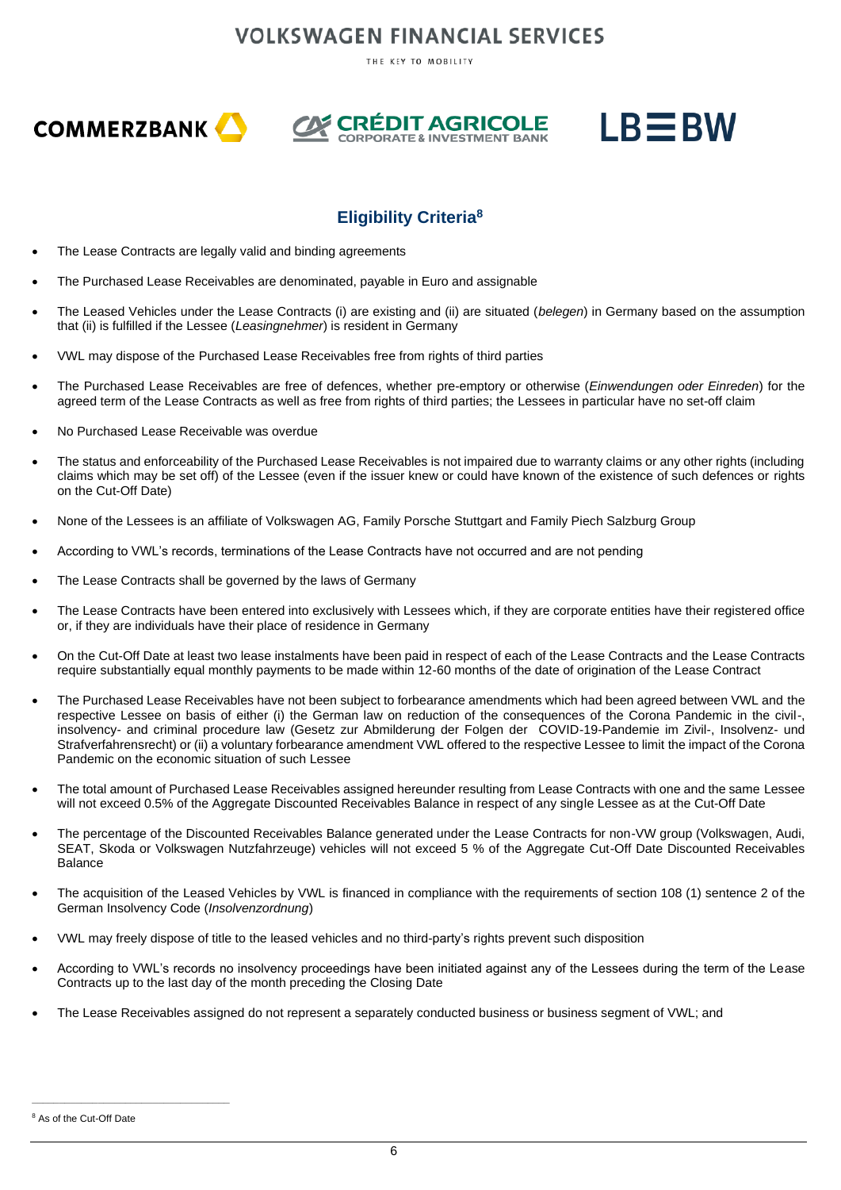## Eligibility Criteria[8]

- The Lease Contracts are legally valid and binding agreements
- The Purchased Lease Receivables are denominated, payable in Euro and assignable
- The Leased Vehicles under the Lease Contracts (i) are existing and (ii) are situated (*belegen*) in Germany based on the assumption that (ii) is fulfilled if the Lessee (*Leasingnehmer*) is resident in Germany
- VWL may dispose of the Purchased Lease Receivables free from rights of third parties
- The Purchased Lease Receivables are free of defences, whether pre-emptory or otherwise (*Einwendungen oder Einreden*) for the agreed term of the Lease Contracts as well as free from rights of third parties; the Lessees in particular have no set-off claim
- No Purchased Lease Receivable was overdue
- The status and enforceability of the Purchased Lease Receivables is not impaired due to warranty claims or any other rights (including claims which may be set off) of the Lessee (even if the issuer knew or could have known of the existence of such defences or rights on the Cut-Off Date)
- None of the Lessees is an affiliate of Volkswagen AG, Family Porsche Stuttgart and Family Piech Salzburg Group
- According to VWL's records, terminations of the Lease Contracts have not occurred and are not pending
- The Lease Contracts shall be governed by the laws of Germany
- The Lease Contracts have been entered into exclusively with Lessees which, if they are corporate entities have their registered office or, if they are individuals have their place of residence in Germany
- On the Cut-Off Date at least two lease instalments have been paid in respect of each of the Lease Contracts and the Lease Contracts require substantially equal monthly payments to be made within 12-60 months of the date of origination of the Lease Contract
- The Purchased Lease Receivables have not been subject to forbearance amendments which had been agreed between VWL and the respective Lessee on basis of either (i) the German law on reduction of the consequences of the Corona Pandemic in the civil-, insolvency- and criminal procedure law (Gesetz zur Abmilderung der Folgen der COVID-19-Pandemie im Zivil-, Insolvenz- und Strafverfahrensrecht) or (ii) a voluntary forbearance amendment VWL offered to the respective Lessee to limit the impact of the Corona Pandemic on the economic situation of such Lessee
- The total amount of Purchased Lease Receivables assigned hereunder resulting from Lease Contracts with one and the same Lessee will not exceed 0.5% of the Aggregate Discounted Receivables Balance in respect of any single Lessee as at the Cut-Off Date
- The percentage of the Discounted Receivables Balance generated under the Lease Contracts for non-VW group (Volkswagen, Audi, SEAT, Skoda or Volkswagen Nutzfahrzeuge) vehicles will not exceed 5 % of the Aggregate Cut-Off Date Discounted Receivables Balance
- The acquisition of the Leased Vehicles by VWL is financed in compliance with the requirements of section 108 (1) sentence 2 of the German Insolvency Code (*Insolvenzordnung*)
- VWL may freely dispose of title to the leased vehicles and no third-party's rights prevent such disposition
- According to VWL's records no insolvency proceedings have been initiated against any of the Lessees during the term of the Lease Contracts up to the last day of the month preceding the Closing Date
- The Lease Receivables assigned do not represent a separately conducted business or business segment of VWL; and

[8] As of the Cut-Off Date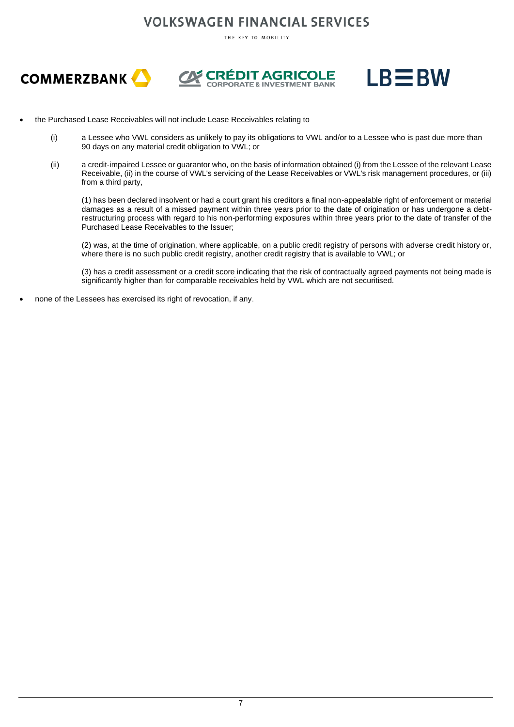- the Purchased Lease Receivables will not include Lease Receivables relating to

  (i) a Lessee who VWL considers as unlikely to pay its obligations to VWL and/or to a Lessee who is past due more than 90 days on any material credit obligation to VWL; or

  (ii) a credit-impaired Lessee or guarantor who, on the basis of information obtained (i) from the Lessee of the relevant Lease Receivable, (ii) in the course of VWL's servicing of the Lease Receivables or VWL's risk management procedures, or (iii) from a third party,

  (1) has been declared insolvent or had a court grant his creditors a final non-appealable right of enforcement or material damages as a result of a missed payment within three years prior to the date of origination or has undergone a debt-restructuring process with regard to his non-performing exposures within three years prior to the date of transfer of the Purchased Lease Receivables to the Issuer;

  (2) was, at the time of origination, where applicable, on a public credit registry of persons with adverse credit history or, where there is no such public credit registry, another credit registry that is available to VWL; or

  (3) has a credit assessment or a credit score indicating that the risk of contractually agreed payments not being made is significantly higher than for comparable receivables held by VWL which are not securitised.

- none of the Lessees has exercised its right of revocation, if any.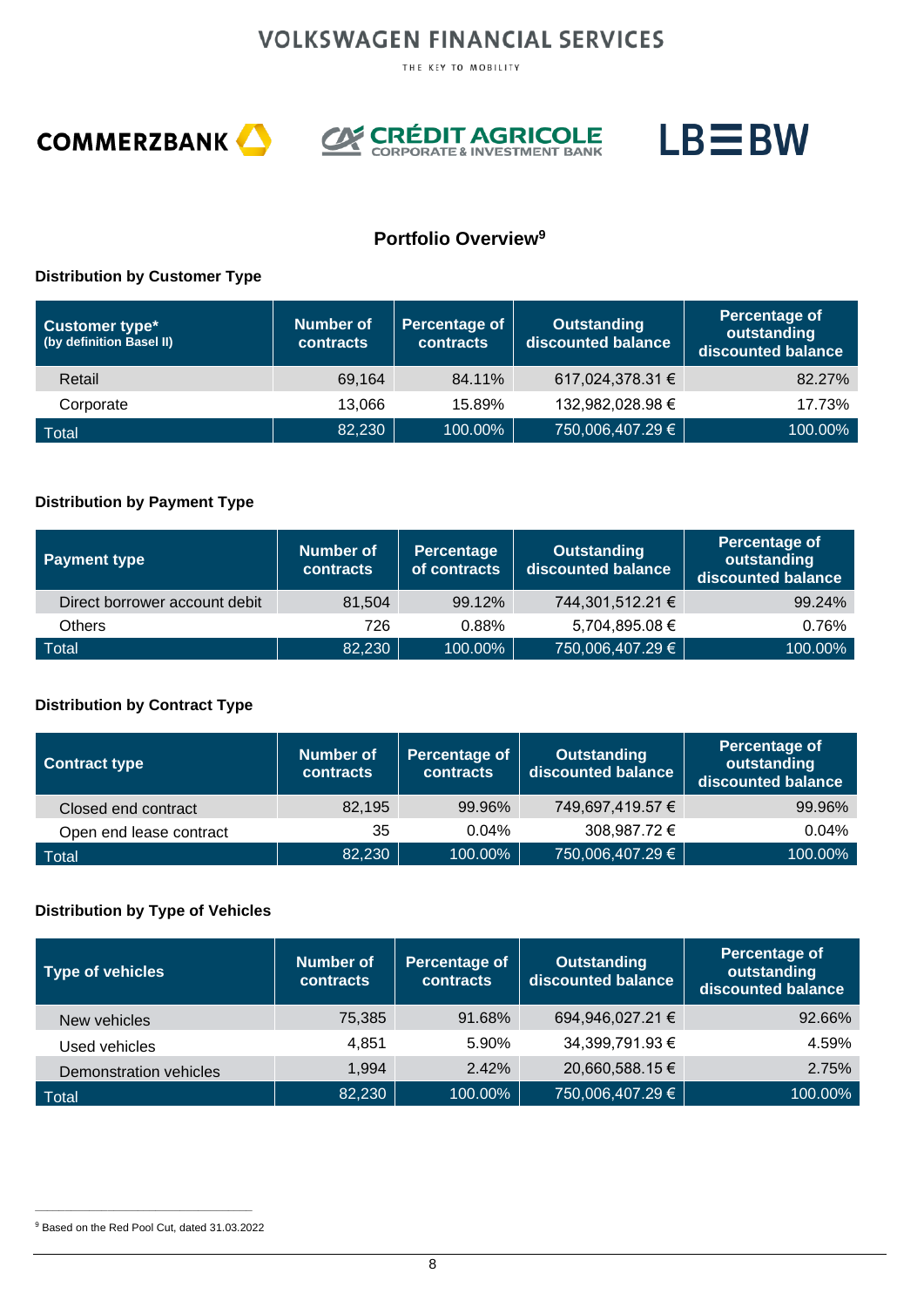## Portfolio Overview[9]

### Distribution by Customer Type

| Customer type* (by definition Basel II) | Number of contracts | Percentage of contracts | Outstanding discounted balance | Percentage of outstanding discounted balance |
|---|---|---|---|---|
| Retail | 69,164 | 84.11% | 617,024,378.31 € | 82.27% |
| Corporate | 13,066 | 15.89% | 132,982,028.98 € | 17.73% |
| Total | 82,230 | 100.00% | 750,006,407.29 € | 100.00% |

### Distribution by Payment Type

| Payment type | Number of contracts | Percentage of contracts | Outstanding discounted balance | Percentage of outstanding discounted balance |
|---|---|---|---|---|
| Direct borrower account debit | 81,504 | 99.12% | 744,301,512.21 € | 99.24% |
| Others | 726 | 0.88% | 5,704,895.08 € | 0.76% |
| Total | 82,230 | 100.00% | 750,006,407.29 € | 100.00% |

### Distribution by Contract Type

| Contract type | Number of contracts | Percentage of contracts | Outstanding discounted balance | Percentage of outstanding discounted balance |
|---|---|---|---|---|
| Closed end contract | 82,195 | 99.96% | 749,697,419.57 € | 99.96% |
| Open end lease contract | 35 | 0.04% | 308,987.72 € | 0.04% |
| Total | 82,230 | 100.00% | 750,006,407.29 € | 100.00% |

### Distribution by Type of Vehicles

| Type of vehicles | Number of contracts | Percentage of contracts | Outstanding discounted balance | Percentage of outstanding discounted balance |
|---|---|---|---|---|
| New vehicles | 75,385 | 91.68% | 694,946,027.21 € | 92.66% |
| Used vehicles | 4,851 | 5.90% | 34,399,791.93 € | 4.59% |
| Demonstration vehicles | 1,994 | 2.42% | 20,660,588.15 € | 2.75% |
| Total | 82,230 | 100.00% | 750,006,407.29 € | 100.00% |

[9] Based on the Red Pool Cut, dated 31.03.2022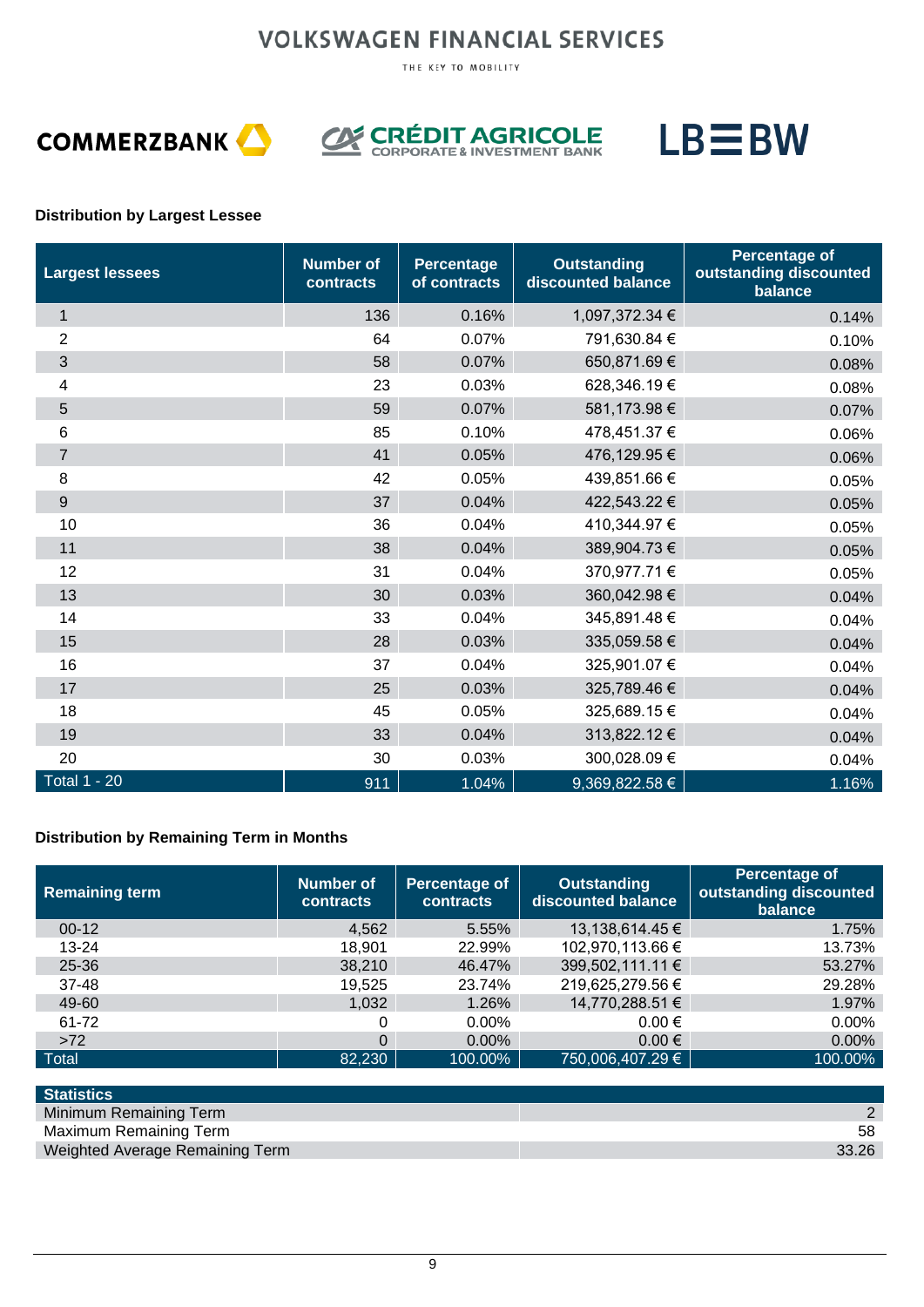### Distribution by Largest Lessee

| Largest lessees | Number of contracts | Percentage of contracts | Outstanding discounted balance | Percentage of outstanding discounted balance |
|---|---|---|---|---|
| 1 | 136 | 0.16% | 1,097,372.34 € | 0.14% |
| 2 | 64 | 0.07% | 791,630.84 € | 0.10% |
| 3 | 58 | 0.07% | 650,871.69 € | 0.08% |
| 4 | 23 | 0.03% | 628,346.19 € | 0.08% |
| 5 | 59 | 0.07% | 581,173.98 € | 0.07% |
| 6 | 85 | 0.10% | 478,451.37 € | 0.06% |
| 7 | 41 | 0.05% | 476,129.95 € | 0.06% |
| 8 | 42 | 0.05% | 439,851.66 € | 0.05% |
| 9 | 37 | 0.04% | 422,543.22 € | 0.05% |
| 10 | 36 | 0.04% | 410,344.97 € | 0.05% |
| 11 | 38 | 0.04% | 389,904.73 € | 0.05% |
| 12 | 31 | 0.04% | 370,977.71 € | 0.05% |
| 13 | 30 | 0.03% | 360,042.98 € | 0.04% |
| 14 | 33 | 0.04% | 345,891.48 € | 0.04% |
| 15 | 28 | 0.03% | 335,059.58 € | 0.04% |
| 16 | 37 | 0.04% | 325,901.07 € | 0.04% |
| 17 | 25 | 0.03% | 325,789.46 € | 0.04% |
| 18 | 45 | 0.05% | 325,689.15 € | 0.04% |
| 19 | 33 | 0.04% | 313,822.12 € | 0.04% |
| 20 | 30 | 0.03% | 300,028.09 € | 0.04% |
| Total 1 - 20 | 911 | 1.04% | 9,369,822.58 € | 1.16% |

### Distribution by Remaining Term in Months

| Remaining term | Number of contracts | Percentage of contracts | Outstanding discounted balance | Percentage of outstanding discounted balance |
|---|---|---|---|---|
| 00-12 | 4,562 | 5.55% | 13,138,614.45 € | 1.75% |
| 13-24 | 18,901 | 22.99% | 102,970,113.66 € | 13.73% |
| 25-36 | 38,210 | 46.47% | 399,502,111.11 € | 53.27% |
| 37-48 | 19,525 | 23.74% | 219,625,279.56 € | 29.28% |
| 49-60 | 1,032 | 1.26% | 14,770,288.51 € | 1.97% |
| 61-72 | 0 | 0.00% | 0.00 € | 0.00% |
| >72 | 0 | 0.00% | 0.00 € | 0.00% |
| Total | 82,230 | 100.00% | 750,006,407.29 € | 100.00% |

| Statistics | |
|---|---|
| Minimum Remaining Term | 2 |
| Maximum Remaining Term | 58 |
| Weighted Average Remaining Term | 33.26 |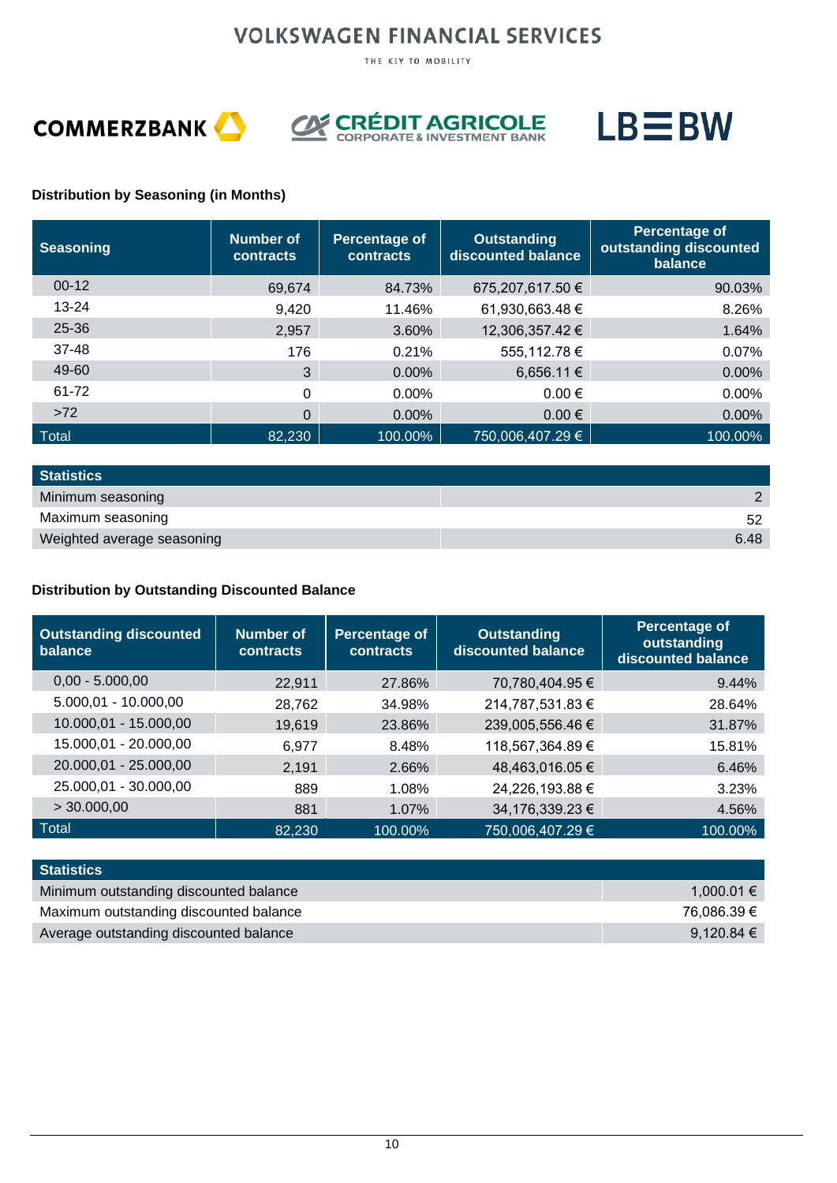**Distribution by Seasoning (in Months)**

| Seasoning | Number of contracts | Percentage of contracts | Outstanding discounted balance | Percentage of outstanding discounted balance |
|---|---|---|---|---|
| 00-12 | 69,674 | 84.73% | 675,207,617.50 € | 90.03% |
| 13-24 | 9,420 | 11.46% | 61,930,663.48 € | 8.26% |
| 25-36 | 2,957 | 3.60% | 12,306,357.42 € | 1.64% |
| 37-48 | 176 | 0.21% | 555,112.78 € | 0.07% |
| 49-60 | 3 | 0.00% | 6,656.11 € | 0.00% |
| 61-72 | 0 | 0.00% | 0.00 € | 0.00% |
| >72 | 0 | 0.00% | 0.00 € | 0.00% |
| Total | 82,230 | 100.00% | 750,006,407.29 € | 100.00% |

| Statistics | |
|---|---|
| Minimum seasoning | 2 |
| Maximum seasoning | 52 |
| Weighted average seasoning | 6.48 |

**Distribution by Outstanding Discounted Balance**

| Outstanding discounted balance | Number of contracts | Percentage of contracts | Outstanding discounted balance | Percentage of outstanding discounted balance |
|---|---|---|---|---|
| 0,00 - 5.000,00 | 22,911 | 27.86% | 70,780,404.95 € | 9.44% |
| 5.000,01 - 10.000,00 | 28,762 | 34.98% | 214,787,531.83 € | 28.64% |
| 10.000,01 - 15.000,00 | 19,619 | 23.86% | 239,005,556.46 € | 31.87% |
| 15.000,01 - 20.000,00 | 6,977 | 8.48% | 118,567,364.89 € | 15.81% |
| 20.000,01 - 25.000,00 | 2,191 | 2.66% | 48,463,016.05 € | 6.46% |
| 25.000,01 - 30.000,00 | 889 | 1.08% | 24,226,193.88 € | 3.23% |
| > 30.000,00 | 881 | 1.07% | 34,176,339.23 € | 4.56% |
| Total | 82,230 | 100.00% | 750,006,407.29 € | 100.00% |

| Statistics | |
|---|---|
| Minimum outstanding discounted balance | 1,000.01 € |
| Maximum outstanding discounted balance | 76,086.39 € |
| Average outstanding discounted balance | 9,120.84 € |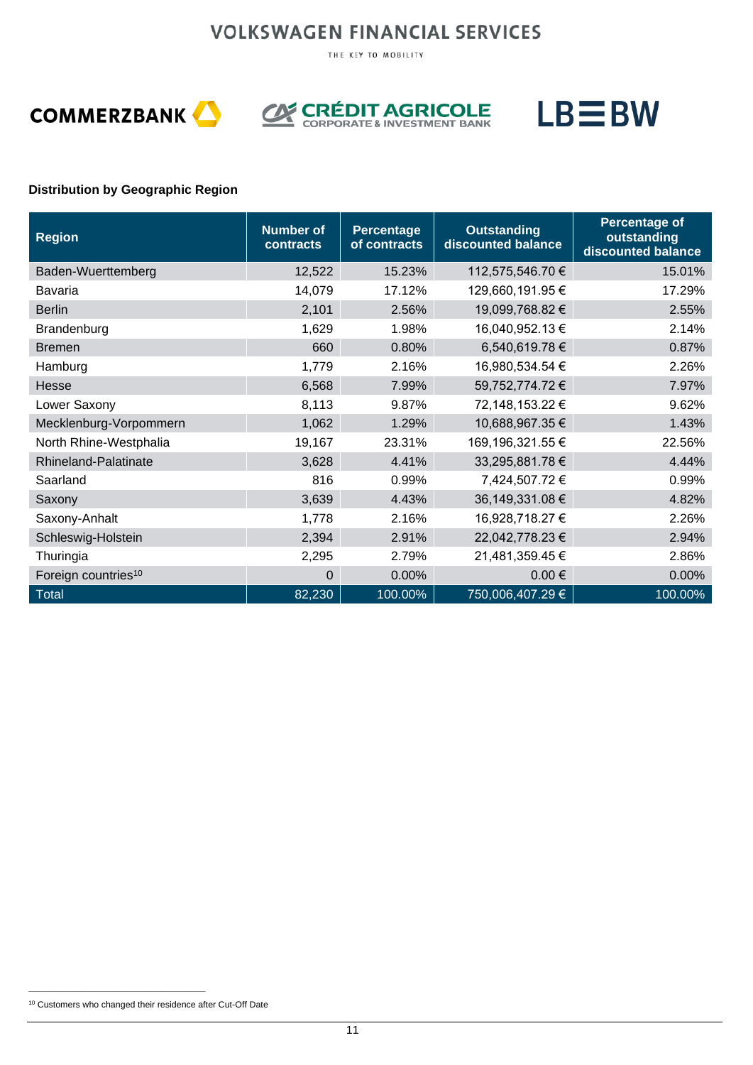**Distribution by Geographic Region**

| Region | Number of contracts | Percentage of contracts | Outstanding discounted balance | Percentage of outstanding discounted balance |
|---|---|---|---|---|
| Baden-Wuerttemberg | 12,522 | 15.23% | 112,575,546.70 € | 15.01% |
| Bavaria | 14,079 | 17.12% | 129,660,191.95 € | 17.29% |
| Berlin | 2,101 | 2.56% | 19,099,768.82 € | 2.55% |
| Brandenburg | 1,629 | 1.98% | 16,040,952.13 € | 2.14% |
| Bremen | 660 | 0.80% | 6,540,619.78 € | 0.87% |
| Hamburg | 1,779 | 2.16% | 16,980,534.54 € | 2.26% |
| Hesse | 6,568 | 7.99% | 59,752,774.72 € | 7.97% |
| Lower Saxony | 8,113 | 9.87% | 72,148,153.22 € | 9.62% |
| Mecklenburg-Vorpommern | 1,062 | 1.29% | 10,688,967.35 € | 1.43% |
| North Rhine-Westphalia | 19,167 | 23.31% | 169,196,321.55 € | 22.56% |
| Rhineland-Palatinate | 3,628 | 4.41% | 33,295,881.78 € | 4.44% |
| Saarland | 816 | 0.99% | 7,424,507.72 € | 0.99% |
| Saxony | 3,639 | 4.43% | 36,149,331.08 € | 4.82% |
| Saxony-Anhalt | 1,778 | 2.16% | 16,928,718.27 € | 2.26% |
| Schleswig-Holstein | 2,394 | 2.91% | 22,042,778.23 € | 2.94% |
| Thuringia | 2,295 | 2.79% | 21,481,359.45 € | 2.86% |
| Foreign countries[10] | 0 | 0.00% | 0.00 € | 0.00% |
| Total | 82,230 | 100.00% | 750,006,407.29 € | 100.00% |

[10] Customers who changed their residence after Cut-Off Date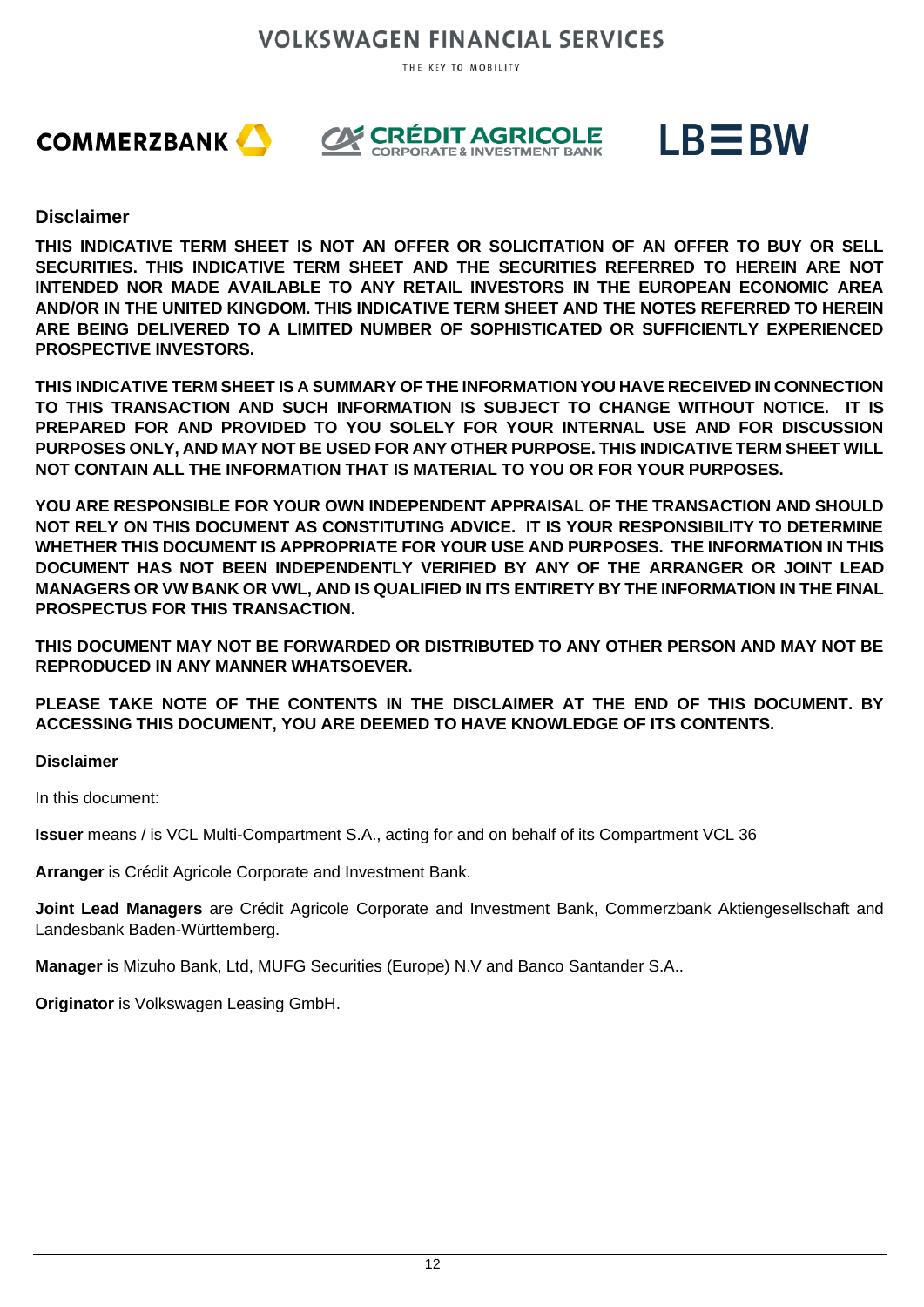## Disclaimer

**THIS INDICATIVE TERM SHEET IS NOT AN OFFER OR SOLICITATION OF AN OFFER TO BUY OR SELL SECURITIES. THIS INDICATIVE TERM SHEET AND THE SECURITIES REFERRED TO HEREIN ARE NOT INTENDED NOR MADE AVAILABLE TO ANY RETAIL INVESTORS IN THE EUROPEAN ECONOMIC AREA AND/OR IN THE UNITED KINGDOM. THIS INDICATIVE TERM SHEET AND THE NOTES REFERRED TO HEREIN ARE BEING DELIVERED TO A LIMITED NUMBER OF SOPHISTICATED OR SUFFICIENTLY EXPERIENCED PROSPECTIVE INVESTORS.**

**THIS INDICATIVE TERM SHEET IS A SUMMARY OF THE INFORMATION YOU HAVE RECEIVED IN CONNECTION TO THIS TRANSACTION AND SUCH INFORMATION IS SUBJECT TO CHANGE WITHOUT NOTICE. IT IS PREPARED FOR AND PROVIDED TO YOU SOLELY FOR YOUR INTERNAL USE AND FOR DISCUSSION PURPOSES ONLY, AND MAY NOT BE USED FOR ANY OTHER PURPOSE. THIS INDICATIVE TERM SHEET WILL NOT CONTAIN ALL THE INFORMATION THAT IS MATERIAL TO YOU OR FOR YOUR PURPOSES.**

**YOU ARE RESPONSIBLE FOR YOUR OWN INDEPENDENT APPRAISAL OF THE TRANSACTION AND SHOULD NOT RELY ON THIS DOCUMENT AS CONSTITUTING ADVICE. IT IS YOUR RESPONSIBILITY TO DETERMINE WHETHER THIS DOCUMENT IS APPROPRIATE FOR YOUR USE AND PURPOSES. THE INFORMATION IN THIS DOCUMENT HAS NOT BEEN INDEPENDENTLY VERIFIED BY ANY OF THE ARRANGER OR JOINT LEAD MANAGERS OR VW BANK OR VWL, AND IS QUALIFIED IN ITS ENTIRETY BY THE INFORMATION IN THE FINAL PROSPECTUS FOR THIS TRANSACTION.**

**THIS DOCUMENT MAY NOT BE FORWARDED OR DISTRIBUTED TO ANY OTHER PERSON AND MAY NOT BE REPRODUCED IN ANY MANNER WHATSOEVER.**

**PLEASE TAKE NOTE OF THE CONTENTS IN THE DISCLAIMER AT THE END OF THIS DOCUMENT. BY ACCESSING THIS DOCUMENT, YOU ARE DEEMED TO HAVE KNOWLEDGE OF ITS CONTENTS.**

**Disclaimer**

In this document:

**Issuer** means / is VCL Multi-Compartment S.A., acting for and on behalf of its Compartment VCL 36

**Arranger** is Crédit Agricole Corporate and Investment Bank.

**Joint Lead Managers** are Crédit Agricole Corporate and Investment Bank, Commerzbank Aktiengesellschaft and Landesbank Baden-Württemberg.

**Manager** is Mizuho Bank, Ltd, MUFG Securities (Europe) N.V and Banco Santander S.A..

**Originator** is Volkswagen Leasing GmbH.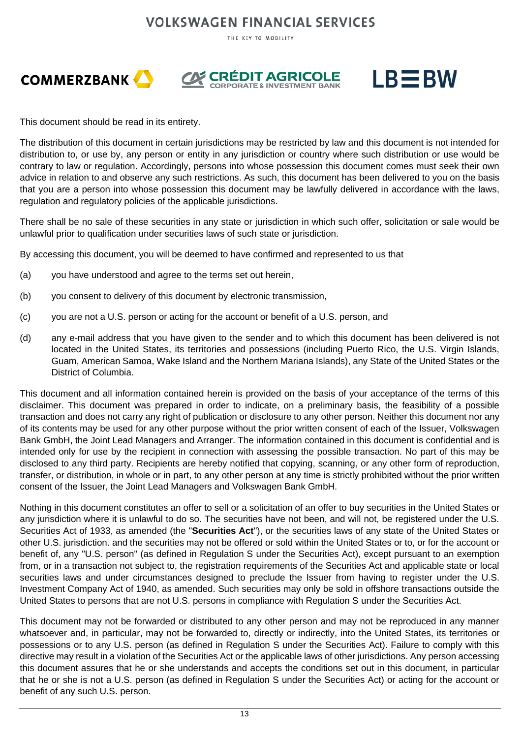This document should be read in its entirety.

The distribution of this document in certain jurisdictions may be restricted by law and this document is not intended for distribution to, or use by, any person or entity in any jurisdiction or country where such distribution or use would be contrary to law or regulation. Accordingly, persons into whose possession this document comes must seek their own advice in relation to and observe any such restrictions. As such, this document has been delivered to you on the basis that you are a person into whose possession this document may be lawfully delivered in accordance with the laws, regulation and regulatory policies of the applicable jurisdictions.

There shall be no sale of these securities in any state or jurisdiction in which such offer, solicitation or sale would be unlawful prior to qualification under securities laws of such state or jurisdiction.

By accessing this document, you will be deemed to have confirmed and represented to us that

(a) you have understood and agree to the terms set out herein,

(b) you consent to delivery of this document by electronic transmission,

(c) you are not a U.S. person or acting for the account or benefit of a U.S. person, and

(d) any e-mail address that you have given to the sender and to which this document has been delivered is not located in the United States, its territories and possessions (including Puerto Rico, the U.S. Virgin Islands, Guam, American Samoa, Wake Island and the Northern Mariana Islands), any State of the United States or the District of Columbia.

This document and all information contained herein is provided on the basis of your acceptance of the terms of this disclaimer. This document was prepared in order to indicate, on a preliminary basis, the feasibility of a possible transaction and does not carry any right of publication or disclosure to any other person. Neither this document nor any of its contents may be used for any other purpose without the prior written consent of each of the Issuer, Volkswagen Bank GmbH, the Joint Lead Managers and Arranger. The information contained in this document is confidential and is intended only for use by the recipient in connection with assessing the possible transaction. No part of this may be disclosed to any third party. Recipients are hereby notified that copying, scanning, or any other form of reproduction, transfer, or distribution, in whole or in part, to any other person at any time is strictly prohibited without the prior written consent of the Issuer, the Joint Lead Managers and Volkswagen Bank GmbH.

Nothing in this document constitutes an offer to sell or a solicitation of an offer to buy securities in the United States or any jurisdiction where it is unlawful to do so. The securities have not been, and will not, be registered under the U.S. Securities Act of 1933, as amended (the "**Securities Act**"), or the securities laws of any state of the United States or other U.S. jurisdiction. and the securities may not be offered or sold within the United States or to, or for the account or benefit of, any "U.S. person" (as defined in Regulation S under the Securities Act), except pursuant to an exemption from, or in a transaction not subject to, the registration requirements of the Securities Act and applicable state or local securities laws and under circumstances designed to preclude the Issuer from having to register under the U.S. Investment Company Act of 1940, as amended. Such securities may only be sold in offshore transactions outside the United States to persons that are not U.S. persons in compliance with Regulation S under the Securities Act.

This document may not be forwarded or distributed to any other person and may not be reproduced in any manner whatsoever and, in particular, may not be forwarded to, directly or indirectly, into the United States, its territories or possessions or to any U.S. person (as defined in Regulation S under the Securities Act). Failure to comply with this directive may result in a violation of the Securities Act or the applicable laws of other jurisdictions. Any person accessing this document assures that he or she understands and accepts the conditions set out in this document, in particular that he or she is not a U.S. person (as defined in Regulation S under the Securities Act) or acting for the account or benefit of any such U.S. person.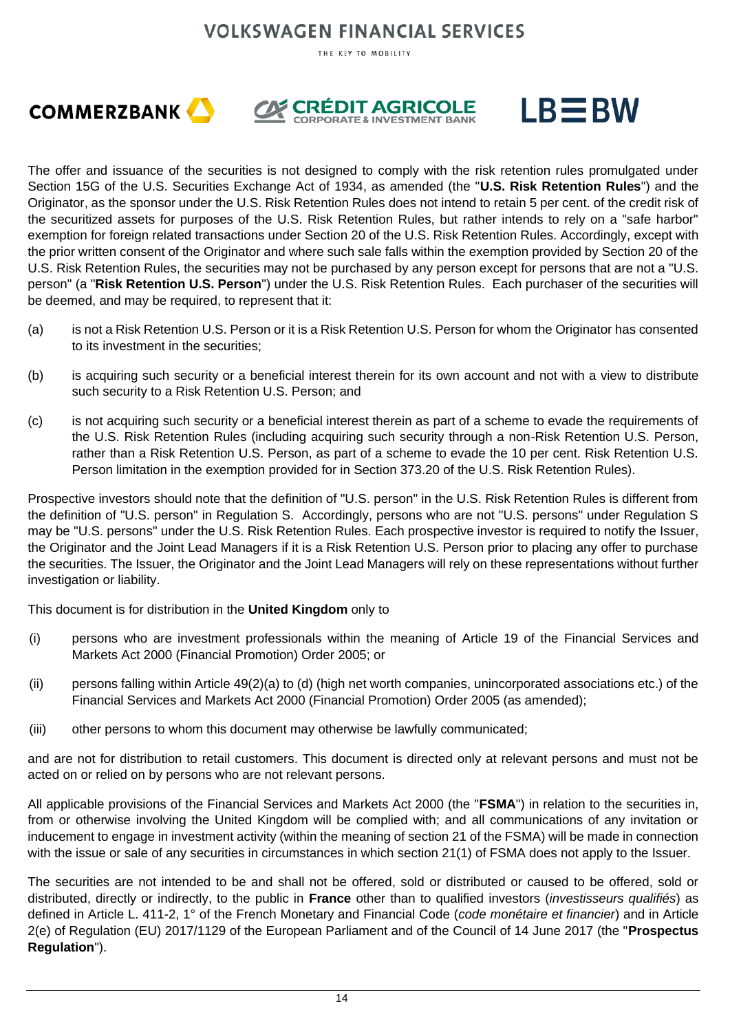The offer and issuance of the securities is not designed to comply with the risk retention rules promulgated under Section 15G of the U.S. Securities Exchange Act of 1934, as amended (the "**U.S. Risk Retention Rules**") and the Originator, as the sponsor under the U.S. Risk Retention Rules does not intend to retain 5 per cent. of the credit risk of the securitized assets for purposes of the U.S. Risk Retention Rules, but rather intends to rely on a "safe harbor" exemption for foreign related transactions under Section 20 of the U.S. Risk Retention Rules. Accordingly, except with the prior written consent of the Originator and where such sale falls within the exemption provided by Section 20 of the U.S. Risk Retention Rules, the securities may not be purchased by any person except for persons that are not a "U.S. person" (a "**Risk Retention U.S. Person**") under the U.S. Risk Retention Rules. Each purchaser of the securities will be deemed, and may be required, to represent that it:

(a) is not a Risk Retention U.S. Person or it is a Risk Retention U.S. Person for whom the Originator has consented to its investment in the securities;

(b) is acquiring such security or a beneficial interest therein for its own account and not with a view to distribute such security to a Risk Retention U.S. Person; and

(c) is not acquiring such security or a beneficial interest therein as part of a scheme to evade the requirements of the U.S. Risk Retention Rules (including acquiring such security through a non-Risk Retention U.S. Person, rather than a Risk Retention U.S. Person, as part of a scheme to evade the 10 per cent. Risk Retention U.S. Person limitation in the exemption provided for in Section 373.20 of the U.S. Risk Retention Rules).

Prospective investors should note that the definition of "U.S. person" in the U.S. Risk Retention Rules is different from the definition of "U.S. person" in Regulation S. Accordingly, persons who are not "U.S. persons" under Regulation S may be "U.S. persons" under the U.S. Risk Retention Rules. Each prospective investor is required to notify the Issuer, the Originator and the Joint Lead Managers if it is a Risk Retention U.S. Person prior to placing any offer to purchase the securities. The Issuer, the Originator and the Joint Lead Managers will rely on these representations without further investigation or liability.

This document is for distribution in the **United Kingdom** only to

(i) persons who are investment professionals within the meaning of Article 19 of the Financial Services and Markets Act 2000 (Financial Promotion) Order 2005; or

(ii) persons falling within Article 49(2)(a) to (d) (high net worth companies, unincorporated associations etc.) of the Financial Services and Markets Act 2000 (Financial Promotion) Order 2005 (as amended);

(iii) other persons to whom this document may otherwise be lawfully communicated;

and are not for distribution to retail customers. This document is directed only at relevant persons and must not be acted on or relied on by persons who are not relevant persons.

All applicable provisions of the Financial Services and Markets Act 2000 (the "**FSMA**") in relation to the securities in, from or otherwise involving the United Kingdom will be complied with; and all communications of any invitation or inducement to engage in investment activity (within the meaning of section 21 of the FSMA) will be made in connection with the issue or sale of any securities in circumstances in which section 21(1) of FSMA does not apply to the Issuer.

The securities are not intended to be and shall not be offered, sold or distributed or caused to be offered, sold or distributed, directly or indirectly, to the public in **France** other than to qualified investors (*investisseurs qualifiés*) as defined in Article L. 411-2, 1° of the French Monetary and Financial Code (*code monétaire et financier*) and in Article 2(e) of Regulation (EU) 2017/1129 of the European Parliament and of the Council of 14 June 2017 (the "**Prospectus Regulation**").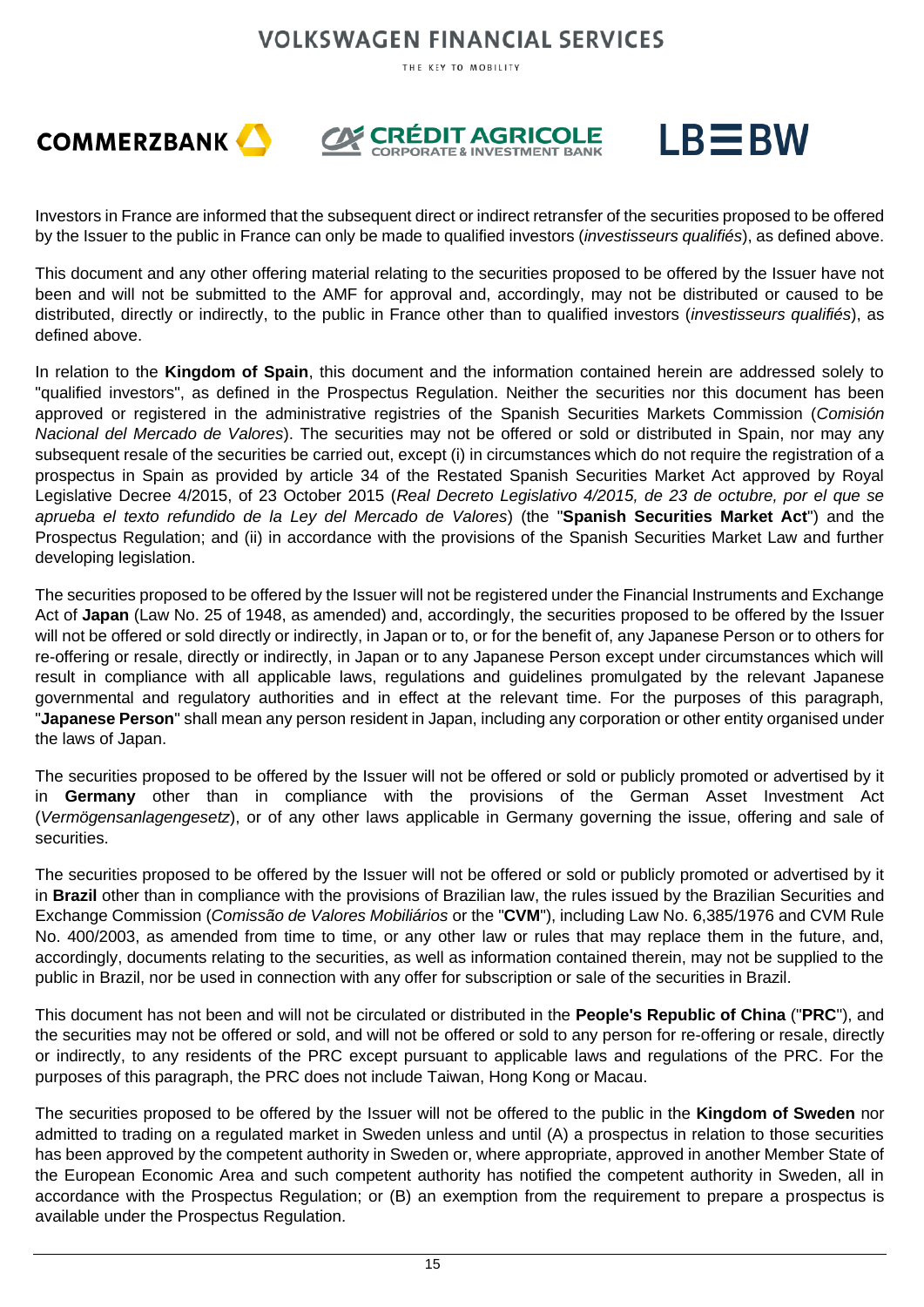Investors in France are informed that the subsequent direct or indirect retransfer of the securities proposed to be offered by the Issuer to the public in France can only be made to qualified investors (*investisseurs qualifiés*), as defined above.

This document and any other offering material relating to the securities proposed to be offered by the Issuer have not been and will not be submitted to the AMF for approval and, accordingly, may not be distributed or caused to be distributed, directly or indirectly, to the public in France other than to qualified investors (*investisseurs qualifiés*), as defined above.

In relation to the **Kingdom of Spain**, this document and the information contained herein are addressed solely to "qualified investors", as defined in the Prospectus Regulation. Neither the securities nor this document has been approved or registered in the administrative registries of the Spanish Securities Markets Commission (*Comisión Nacional del Mercado de Valores*). The securities may not be offered or sold or distributed in Spain, nor may any subsequent resale of the securities be carried out, except (i) in circumstances which do not require the registration of a prospectus in Spain as provided by article 34 of the Restated Spanish Securities Market Act approved by Royal Legislative Decree 4/2015, of 23 October 2015 (*Real Decreto Legislativo 4/2015, de 23 de octubre, por el que se aprueba el texto refundido de la Ley del Mercado de Valores*) (the "**Spanish Securities Market Act**") and the Prospectus Regulation; and (ii) in accordance with the provisions of the Spanish Securities Market Law and further developing legislation.

The securities proposed to be offered by the Issuer will not be registered under the Financial Instruments and Exchange Act of **Japan** (Law No. 25 of 1948, as amended) and, accordingly, the securities proposed to be offered by the Issuer will not be offered or sold directly or indirectly, in Japan or to, or for the benefit of, any Japanese Person or to others for re-offering or resale, directly or indirectly, in Japan or to any Japanese Person except under circumstances which will result in compliance with all applicable laws, regulations and guidelines promulgated by the relevant Japanese governmental and regulatory authorities and in effect at the relevant time. For the purposes of this paragraph, "**Japanese Person**" shall mean any person resident in Japan, including any corporation or other entity organised under the laws of Japan.

The securities proposed to be offered by the Issuer will not be offered or sold or publicly promoted or advertised by it in **Germany** other than in compliance with the provisions of the German Asset Investment Act (*Vermögensanlagengesetz*), or of any other laws applicable in Germany governing the issue, offering and sale of securities.

The securities proposed to be offered by the Issuer will not be offered or sold or publicly promoted or advertised by it in **Brazil** other than in compliance with the provisions of Brazilian law, the rules issued by the Brazilian Securities and Exchange Commission (*Comissão de Valores Mobiliários* or the "**CVM**"), including Law No. 6,385/1976 and CVM Rule No. 400/2003, as amended from time to time, or any other law or rules that may replace them in the future, and, accordingly, documents relating to the securities, as well as information contained therein, may not be supplied to the public in Brazil, nor be used in connection with any offer for subscription or sale of the securities in Brazil.

This document has not been and will not be circulated or distributed in the **People's Republic of China** ("**PRC**"), and the securities may not be offered or sold, and will not be offered or sold to any person for re-offering or resale, directly or indirectly, to any residents of the PRC except pursuant to applicable laws and regulations of the PRC. For the purposes of this paragraph, the PRC does not include Taiwan, Hong Kong or Macau.

The securities proposed to be offered by the Issuer will not be offered to the public in the **Kingdom of Sweden** nor admitted to trading on a regulated market in Sweden unless and until (A) a prospectus in relation to those securities has been approved by the competent authority in Sweden or, where appropriate, approved in another Member State of the European Economic Area and such competent authority has notified the competent authority in Sweden, all in accordance with the Prospectus Regulation; or (B) an exemption from the requirement to prepare a prospectus is available under the Prospectus Regulation.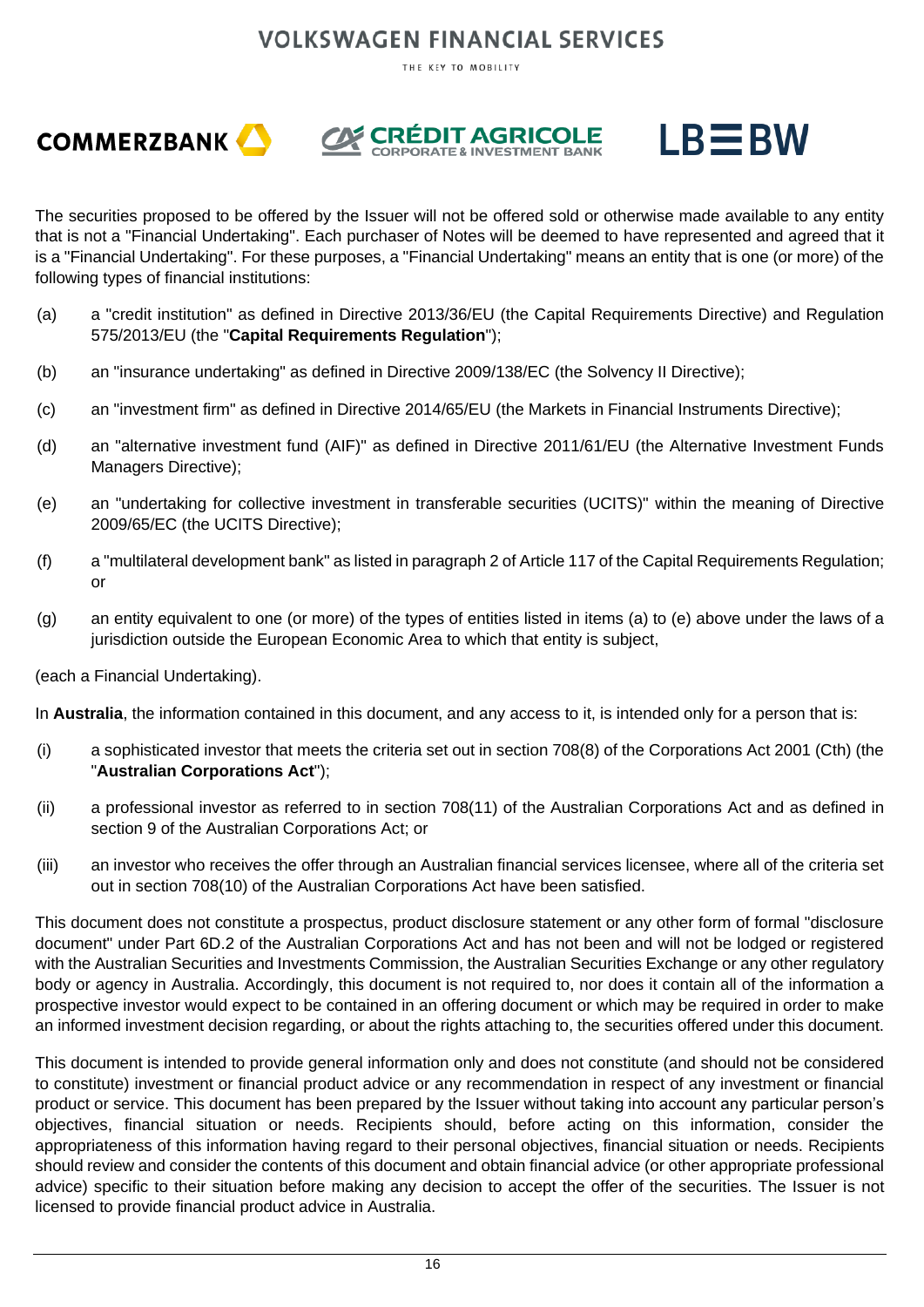The securities proposed to be offered by the Issuer will not be offered sold or otherwise made available to any entity that is not a "Financial Undertaking". Each purchaser of Notes will be deemed to have represented and agreed that it is a "Financial Undertaking". For these purposes, a "Financial Undertaking" means an entity that is one (or more) of the following types of financial institutions:

(a) a "credit institution" as defined in Directive 2013/36/EU (the Capital Requirements Directive) and Regulation 575/2013/EU (the "**Capital Requirements Regulation**");

(b) an "insurance undertaking" as defined in Directive 2009/138/EC (the Solvency II Directive);

(c) an "investment firm" as defined in Directive 2014/65/EU (the Markets in Financial Instruments Directive);

(d) an "alternative investment fund (AIF)" as defined in Directive 2011/61/EU (the Alternative Investment Funds Managers Directive);

(e) an "undertaking for collective investment in transferable securities (UCITS)" within the meaning of Directive 2009/65/EC (the UCITS Directive);

(f) a "multilateral development bank" as listed in paragraph 2 of Article 117 of the Capital Requirements Regulation; or

(g) an entity equivalent to one (or more) of the types of entities listed in items (a) to (e) above under the laws of a jurisdiction outside the European Economic Area to which that entity is subject,

(each a Financial Undertaking).

In **Australia**, the information contained in this document, and any access to it, is intended only for a person that is:

(i) a sophisticated investor that meets the criteria set out in section 708(8) of the Corporations Act 2001 (Cth) (the "**Australian Corporations Act**");

(ii) a professional investor as referred to in section 708(11) of the Australian Corporations Act and as defined in section 9 of the Australian Corporations Act; or

(iii) an investor who receives the offer through an Australian financial services licensee, where all of the criteria set out in section 708(10) of the Australian Corporations Act have been satisfied.

This document does not constitute a prospectus, product disclosure statement or any other form of formal "disclosure document" under Part 6D.2 of the Australian Corporations Act and has not been and will not be lodged or registered with the Australian Securities and Investments Commission, the Australian Securities Exchange or any other regulatory body or agency in Australia. Accordingly, this document is not required to, nor does it contain all of the information a prospective investor would expect to be contained in an offering document or which may be required in order to make an informed investment decision regarding, or about the rights attaching to, the securities offered under this document.

This document is intended to provide general information only and does not constitute (and should not be considered to constitute) investment or financial product advice or any recommendation in respect of any investment or financial product or service. This document has been prepared by the Issuer without taking into account any particular person's objectives, financial situation or needs. Recipients should, before acting on this information, consider the appropriateness of this information having regard to their personal objectives, financial situation or needs. Recipients should review and consider the contents of this document and obtain financial advice (or other appropriate professional advice) specific to their situation before making any decision to accept the offer of the securities. The Issuer is not licensed to provide financial product advice in Australia.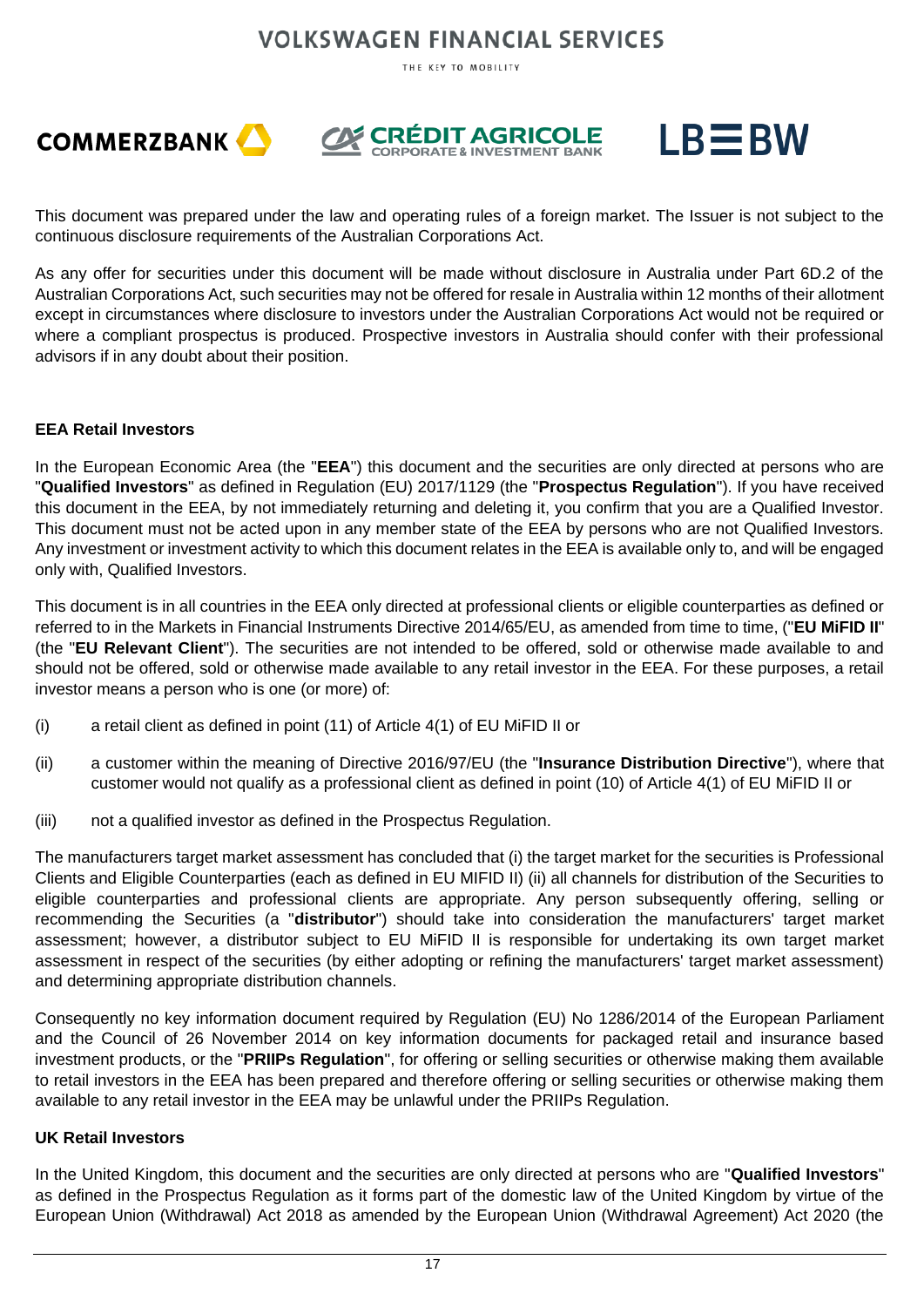This document was prepared under the law and operating rules of a foreign market. The Issuer is not subject to the continuous disclosure requirements of the Australian Corporations Act.

As any offer for securities under this document will be made without disclosure in Australia under Part 6D.2 of the Australian Corporations Act, such securities may not be offered for resale in Australia within 12 months of their allotment except in circumstances where disclosure to investors under the Australian Corporations Act would not be required or where a compliant prospectus is produced. Prospective investors in Australia should confer with their professional advisors if in any doubt about their position.

**EEA Retail Investors**

In the European Economic Area (the "**EEA**") this document and the securities are only directed at persons who are "**Qualified Investors**" as defined in Regulation (EU) 2017/1129 (the "**Prospectus Regulation**"). If you have received this document in the EEA, by not immediately returning and deleting it, you confirm that you are a Qualified Investor. This document must not be acted upon in any member state of the EEA by persons who are not Qualified Investors. Any investment or investment activity to which this document relates in the EEA is available only to, and will be engaged only with, Qualified Investors.

This document is in all countries in the EEA only directed at professional clients or eligible counterparties as defined or referred to in the Markets in Financial Instruments Directive 2014/65/EU, as amended from time to time, ("**EU MiFID II**" (the "**EU Relevant Client**"). The securities are not intended to be offered, sold or otherwise made available to and should not be offered, sold or otherwise made available to any retail investor in the EEA. For these purposes, a retail investor means a person who is one (or more) of:

(i) a retail client as defined in point (11) of Article 4(1) of EU MiFID II or

(ii) a customer within the meaning of Directive 2016/97/EU (the "**Insurance Distribution Directive**"), where that customer would not qualify as a professional client as defined in point (10) of Article 4(1) of EU MiFID II or

(iii) not a qualified investor as defined in the Prospectus Regulation.

The manufacturers target market assessment has concluded that (i) the target market for the securities is Professional Clients and Eligible Counterparties (each as defined in EU MIFID II) (ii) all channels for distribution of the Securities to eligible counterparties and professional clients are appropriate. Any person subsequently offering, selling or recommending the Securities (a "**distributor**") should take into consideration the manufacturers' target market assessment; however, a distributor subject to EU MiFID II is responsible for undertaking its own target market assessment in respect of the securities (by either adopting or refining the manufacturers' target market assessment) and determining appropriate distribution channels.

Consequently no key information document required by Regulation (EU) No 1286/2014 of the European Parliament and the Council of 26 November 2014 on key information documents for packaged retail and insurance based investment products, or the "**PRIIPs Regulation**", for offering or selling securities or otherwise making them available to retail investors in the EEA has been prepared and therefore offering or selling securities or otherwise making them available to any retail investor in the EEA may be unlawful under the PRIIPs Regulation.

**UK Retail Investors**

In the United Kingdom, this document and the securities are only directed at persons who are "**Qualified Investors**" as defined in the Prospectus Regulation as it forms part of the domestic law of the United Kingdom by virtue of the European Union (Withdrawal) Act 2018 as amended by the European Union (Withdrawal Agreement) Act 2020 (the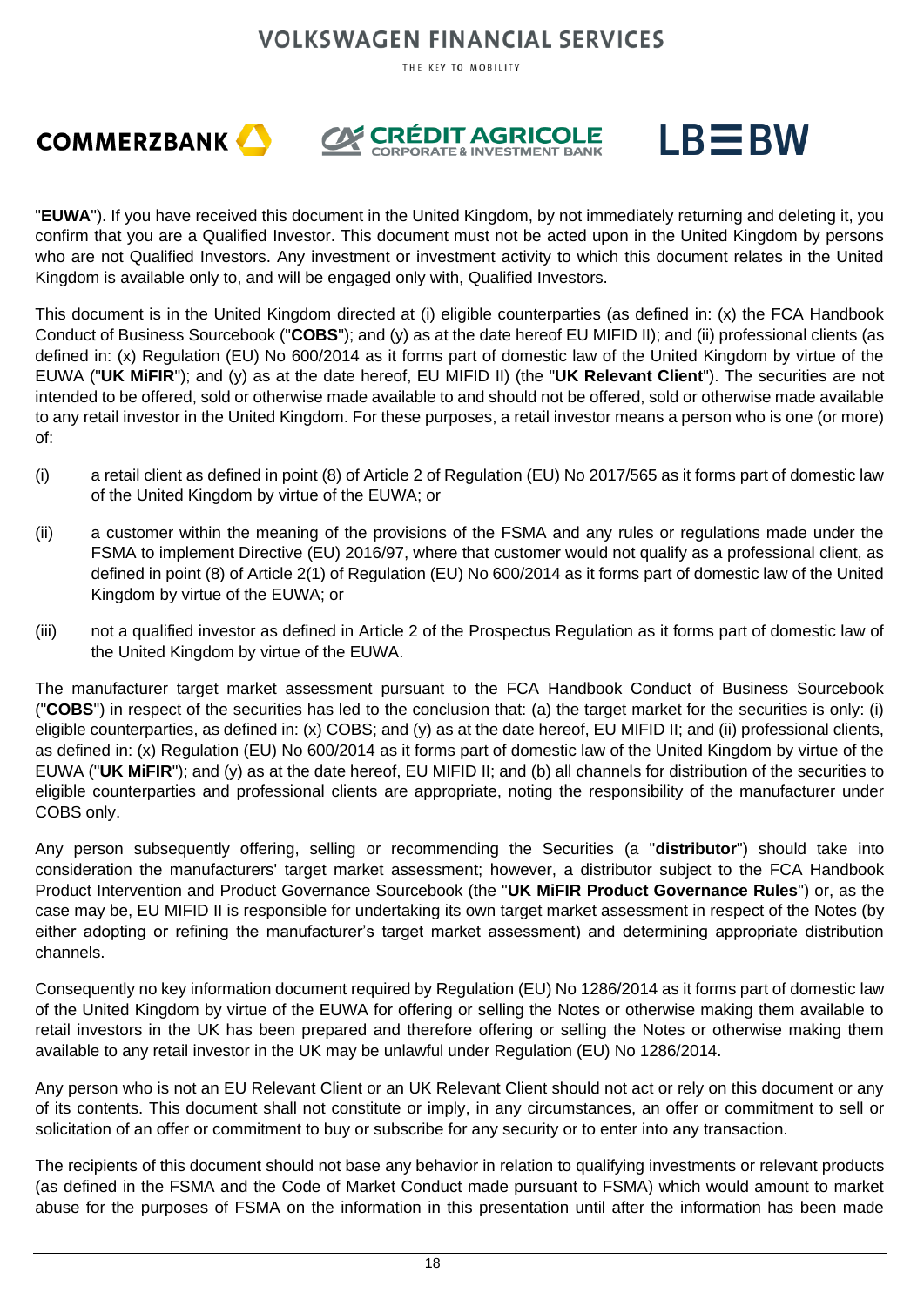"**EUWA**"). If you have received this document in the United Kingdom, by not immediately returning and deleting it, you confirm that you are a Qualified Investor. This document must not be acted upon in the United Kingdom by persons who are not Qualified Investors. Any investment or investment activity to which this document relates in the United Kingdom is available only to, and will be engaged only with, Qualified Investors.

This document is in the United Kingdom directed at (i) eligible counterparties (as defined in: (x) the FCA Handbook Conduct of Business Sourcebook ("**COBS**"); and (y) as at the date hereof EU MIFID II); and (ii) professional clients (as defined in: (x) Regulation (EU) No 600/2014 as it forms part of domestic law of the United Kingdom by virtue of the EUWA ("**UK MiFIR**"); and (y) as at the date hereof, EU MIFID II) (the "**UK Relevant Client**"). The securities are not intended to be offered, sold or otherwise made available to and should not be offered, sold or otherwise made available to any retail investor in the United Kingdom. For these purposes, a retail investor means a person who is one (or more) of:

(i) a retail client as defined in point (8) of Article 2 of Regulation (EU) No 2017/565 as it forms part of domestic law of the United Kingdom by virtue of the EUWA; or

(ii) a customer within the meaning of the provisions of the FSMA and any rules or regulations made under the FSMA to implement Directive (EU) 2016/97, where that customer would not qualify as a professional client, as defined in point (8) of Article 2(1) of Regulation (EU) No 600/2014 as it forms part of domestic law of the United Kingdom by virtue of the EUWA; or

(iii) not a qualified investor as defined in Article 2 of the Prospectus Regulation as it forms part of domestic law of the United Kingdom by virtue of the EUWA.

The manufacturer target market assessment pursuant to the FCA Handbook Conduct of Business Sourcebook ("**COBS**") in respect of the securities has led to the conclusion that: (a) the target market for the securities is only: (i) eligible counterparties, as defined in: (x) COBS; and (y) as at the date hereof, EU MIFID II; and (ii) professional clients, as defined in: (x) Regulation (EU) No 600/2014 as it forms part of domestic law of the United Kingdom by virtue of the EUWA ("**UK MiFIR**"); and (y) as at the date hereof, EU MIFID II; and (b) all channels for distribution of the securities to eligible counterparties and professional clients are appropriate, noting the responsibility of the manufacturer under COBS only.

Any person subsequently offering, selling or recommending the Securities (a "**distributor**") should take into consideration the manufacturers' target market assessment; however, a distributor subject to the FCA Handbook Product Intervention and Product Governance Sourcebook (the "**UK MiFIR Product Governance Rules**") or, as the case may be, EU MIFID II is responsible for undertaking its own target market assessment in respect of the Notes (by either adopting or refining the manufacturer's target market assessment) and determining appropriate distribution channels.

Consequently no key information document required by Regulation (EU) No 1286/2014 as it forms part of domestic law of the United Kingdom by virtue of the EUWA for offering or selling the Notes or otherwise making them available to retail investors in the UK has been prepared and therefore offering or selling the Notes or otherwise making them available to any retail investor in the UK may be unlawful under Regulation (EU) No 1286/2014.

Any person who is not an EU Relevant Client or an UK Relevant Client should not act or rely on this document or any of its contents. This document shall not constitute or imply, in any circumstances, an offer or commitment to sell or solicitation of an offer or commitment to buy or subscribe for any security or to enter into any transaction.

The recipients of this document should not base any behavior in relation to qualifying investments or relevant products (as defined in the FSMA and the Code of Market Conduct made pursuant to FSMA) which would amount to market abuse for the purposes of FSMA on the information in this presentation until after the information has been made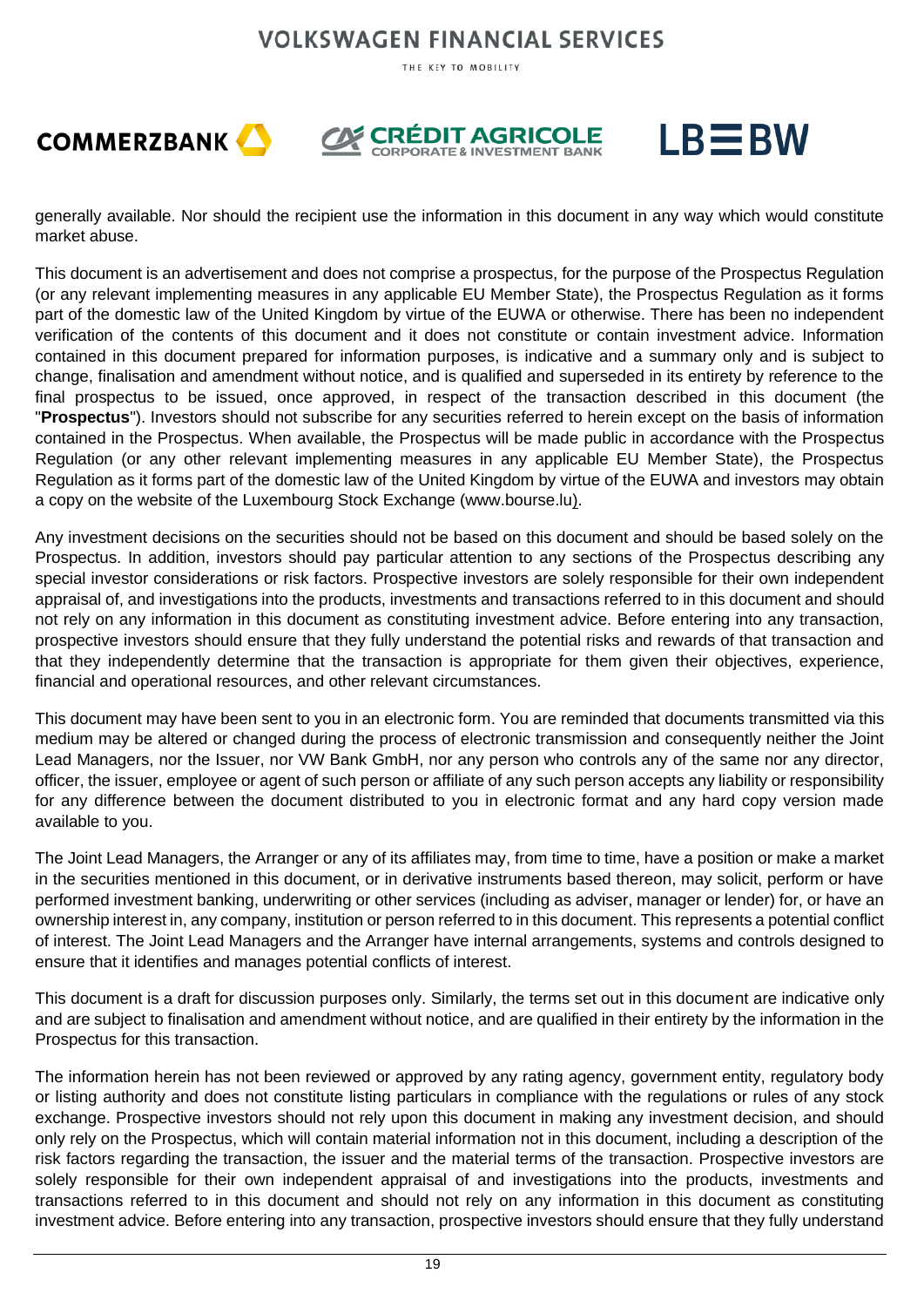generally available. Nor should the recipient use the information in this document in any way which would constitute market abuse.

This document is an advertisement and does not comprise a prospectus, for the purpose of the Prospectus Regulation (or any relevant implementing measures in any applicable EU Member State), the Prospectus Regulation as it forms part of the domestic law of the United Kingdom by virtue of the EUWA or otherwise. There has been no independent verification of the contents of this document and it does not constitute or contain investment advice. Information contained in this document prepared for information purposes, is indicative and a summary only and is subject to change, finalisation and amendment without notice, and is qualified and superseded in its entirety by reference to the final prospectus to be issued, once approved, in respect of the transaction described in this document (the "**Prospectus**"). Investors should not subscribe for any securities referred to herein except on the basis of information contained in the Prospectus. When available, the Prospectus will be made public in accordance with the Prospectus Regulation (or any other relevant implementing measures in any applicable EU Member State), the Prospectus Regulation as it forms part of the domestic law of the United Kingdom by virtue of the EUWA and investors may obtain a copy on the website of the Luxembourg Stock Exchange (www.bourse.lu).

Any investment decisions on the securities should not be based on this document and should be based solely on the Prospectus. In addition, investors should pay particular attention to any sections of the Prospectus describing any special investor considerations or risk factors. Prospective investors are solely responsible for their own independent appraisal of, and investigations into the products, investments and transactions referred to in this document and should not rely on any information in this document as constituting investment advice. Before entering into any transaction, prospective investors should ensure that they fully understand the potential risks and rewards of that transaction and that they independently determine that the transaction is appropriate for them given their objectives, experience, financial and operational resources, and other relevant circumstances.

This document may have been sent to you in an electronic form. You are reminded that documents transmitted via this medium may be altered or changed during the process of electronic transmission and consequently neither the Joint Lead Managers, nor the Issuer, nor VW Bank GmbH, nor any person who controls any of the same nor any director, officer, the issuer, employee or agent of such person or affiliate of any such person accepts any liability or responsibility for any difference between the document distributed to you in electronic format and any hard copy version made available to you.

The Joint Lead Managers, the Arranger or any of its affiliates may, from time to time, have a position or make a market in the securities mentioned in this document, or in derivative instruments based thereon, may solicit, perform or have performed investment banking, underwriting or other services (including as adviser, manager or lender) for, or have an ownership interest in, any company, institution or person referred to in this document. This represents a potential conflict of interest. The Joint Lead Managers and the Arranger have internal arrangements, systems and controls designed to ensure that it identifies and manages potential conflicts of interest.

This document is a draft for discussion purposes only. Similarly, the terms set out in this document are indicative only and are subject to finalisation and amendment without notice, and are qualified in their entirety by the information in the Prospectus for this transaction.

The information herein has not been reviewed or approved by any rating agency, government entity, regulatory body or listing authority and does not constitute listing particulars in compliance with the regulations or rules of any stock exchange. Prospective investors should not rely upon this document in making any investment decision, and should only rely on the Prospectus, which will contain material information not in this document, including a description of the risk factors regarding the transaction, the issuer and the material terms of the transaction. Prospective investors are solely responsible for their own independent appraisal of and investigations into the products, investments and transactions referred to in this document and should not rely on any information in this document as constituting investment advice. Before entering into any transaction, prospective investors should ensure that they fully understand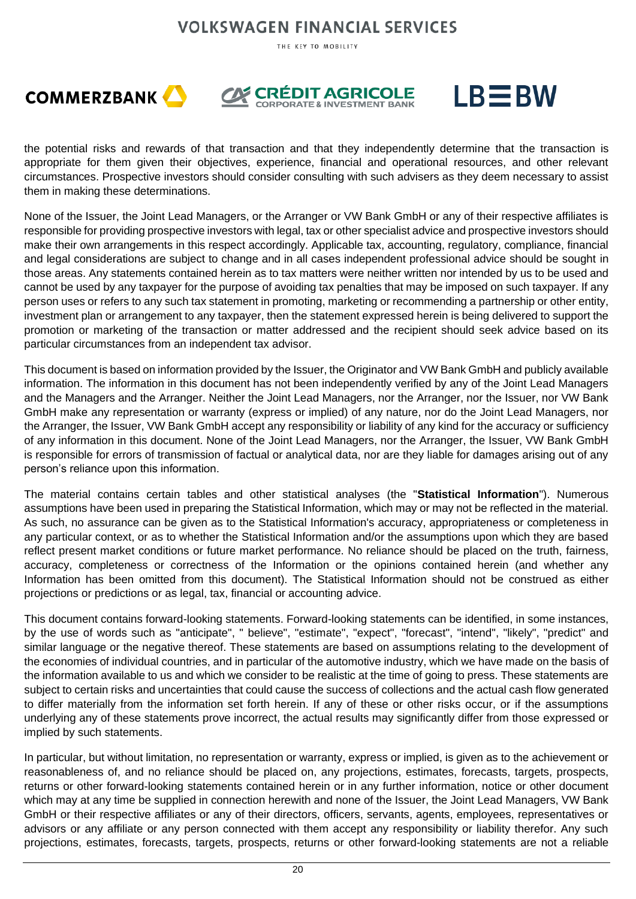the potential risks and rewards of that transaction and that they independently determine that the transaction is appropriate for them given their objectives, experience, financial and operational resources, and other relevant circumstances. Prospective investors should consider consulting with such advisers as they deem necessary to assist them in making these determinations.

None of the Issuer, the Joint Lead Managers, or the Arranger or VW Bank GmbH or any of their respective affiliates is responsible for providing prospective investors with legal, tax or other specialist advice and prospective investors should make their own arrangements in this respect accordingly. Applicable tax, accounting, regulatory, compliance, financial and legal considerations are subject to change and in all cases independent professional advice should be sought in those areas. Any statements contained herein as to tax matters were neither written nor intended by us to be used and cannot be used by any taxpayer for the purpose of avoiding tax penalties that may be imposed on such taxpayer. If any person uses or refers to any such tax statement in promoting, marketing or recommending a partnership or other entity, investment plan or arrangement to any taxpayer, then the statement expressed herein is being delivered to support the promotion or marketing of the transaction or matter addressed and the recipient should seek advice based on its particular circumstances from an independent tax advisor.

This document is based on information provided by the Issuer, the Originator and VW Bank GmbH and publicly available information. The information in this document has not been independently verified by any of the Joint Lead Managers and the Managers and the Arranger. Neither the Joint Lead Managers, nor the Arranger, nor the Issuer, nor VW Bank GmbH make any representation or warranty (express or implied) of any nature, nor do the Joint Lead Managers, nor the Arranger, the Issuer, VW Bank GmbH accept any responsibility or liability of any kind for the accuracy or sufficiency of any information in this document. None of the Joint Lead Managers, nor the Arranger, the Issuer, VW Bank GmbH is responsible for errors of transmission of factual or analytical data, nor are they liable for damages arising out of any person's reliance upon this information.

The material contains certain tables and other statistical analyses (the "**Statistical Information**"). Numerous assumptions have been used in preparing the Statistical Information, which may or may not be reflected in the material. As such, no assurance can be given as to the Statistical Information's accuracy, appropriateness or completeness in any particular context, or as to whether the Statistical Information and/or the assumptions upon which they are based reflect present market conditions or future market performance. No reliance should be placed on the truth, fairness, accuracy, completeness or correctness of the Information or the opinions contained herein (and whether any Information has been omitted from this document). The Statistical Information should not be construed as either projections or predictions or as legal, tax, financial or accounting advice.

This document contains forward-looking statements. Forward-looking statements can be identified, in some instances, by the use of words such as "anticipate", " believe", "estimate", "expect", "forecast", "intend", "likely", "predict" and similar language or the negative thereof. These statements are based on assumptions relating to the development of the economies of individual countries, and in particular of the automotive industry, which we have made on the basis of the information available to us and which we consider to be realistic at the time of going to press. These statements are subject to certain risks and uncertainties that could cause the success of collections and the actual cash flow generated to differ materially from the information set forth herein. If any of these or other risks occur, or if the assumptions underlying any of these statements prove incorrect, the actual results may significantly differ from those expressed or implied by such statements.

In particular, but without limitation, no representation or warranty, express or implied, is given as to the achievement or reasonableness of, and no reliance should be placed on, any projections, estimates, forecasts, targets, prospects, returns or other forward-looking statements contained herein or in any further information, notice or other document which may at any time be supplied in connection herewith and none of the Issuer, the Joint Lead Managers, VW Bank GmbH or their respective affiliates or any of their directors, officers, servants, agents, employees, representatives or advisors or any affiliate or any person connected with them accept any responsibility or liability therefor. Any such projections, estimates, forecasts, targets, prospects, returns or other forward-looking statements are not a reliable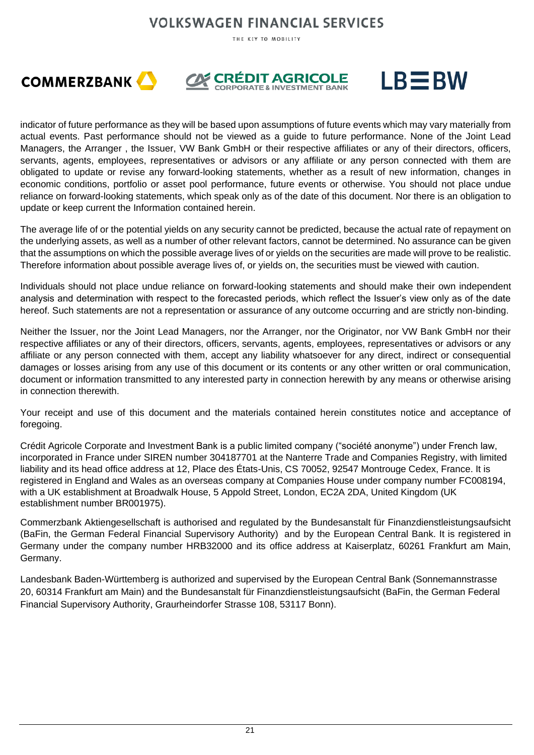indicator of future performance as they will be based upon assumptions of future events which may vary materially from actual events. Past performance should not be viewed as a guide to future performance. None of the Joint Lead Managers, the Arranger , the Issuer, VW Bank GmbH or their respective affiliates or any of their directors, officers, servants, agents, employees, representatives or advisors or any affiliate or any person connected with them are obligated to update or revise any forward-looking statements, whether as a result of new information, changes in economic conditions, portfolio or asset pool performance, future events or otherwise. You should not place undue reliance on forward-looking statements, which speak only as of the date of this document. Nor there is an obligation to update or keep current the Information contained herein.

The average life of or the potential yields on any security cannot be predicted, because the actual rate of repayment on the underlying assets, as well as a number of other relevant factors, cannot be determined. No assurance can be given that the assumptions on which the possible average lives of or yields on the securities are made will prove to be realistic. Therefore information about possible average lives of, or yields on, the securities must be viewed with caution.

Individuals should not place undue reliance on forward-looking statements and should make their own independent analysis and determination with respect to the forecasted periods, which reflect the Issuer's view only as of the date hereof. Such statements are not a representation or assurance of any outcome occurring and are strictly non-binding.

Neither the Issuer, nor the Joint Lead Managers, nor the Arranger, nor the Originator, nor VW Bank GmbH nor their respective affiliates or any of their directors, officers, servants, agents, employees, representatives or advisors or any affiliate or any person connected with them, accept any liability whatsoever for any direct, indirect or consequential damages or losses arising from any use of this document or its contents or any other written or oral communication, document or information transmitted to any interested party in connection herewith by any means or otherwise arising in connection therewith.

Your receipt and use of this document and the materials contained herein constitutes notice and acceptance of foregoing.

Crédit Agricole Corporate and Investment Bank is a public limited company ("société anonyme") under French law, incorporated in France under SIREN number 304187701 at the Nanterre Trade and Companies Registry, with limited liability and its head office address at 12, Place des États-Unis, CS 70052, 92547 Montrouge Cedex, France. It is registered in England and Wales as an overseas company at Companies House under company number FC008194, with a UK establishment at Broadwalk House, 5 Appold Street, London, EC2A 2DA, United Kingdom (UK establishment number BR001975).

Commerzbank Aktiengesellschaft is authorised and regulated by the Bundesanstalt für Finanzdienstleistungsaufsicht (BaFin, the German Federal Financial Supervisory Authority) and by the European Central Bank. It is registered in Germany under the company number HRB32000 and its office address at Kaiserplatz, 60261 Frankfurt am Main, Germany.

Landesbank Baden-Württemberg is authorized and supervised by the European Central Bank (Sonnemannstrasse 20, 60314 Frankfurt am Main) and the Bundesanstalt für Finanzdienstleistungsaufsicht (BaFin, the German Federal Financial Supervisory Authority, Graurheindorfer Strasse 108, 53117 Bonn).